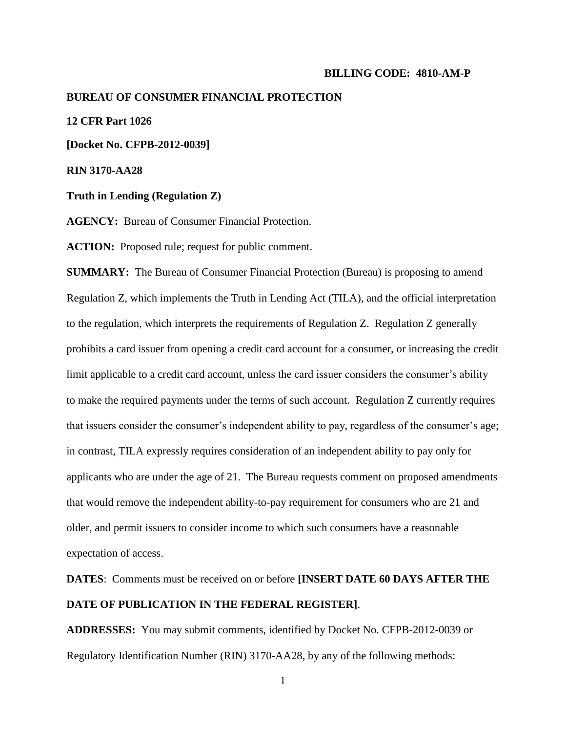**BILLING CODE: 4810-AM-P**

**BUREAU OF CONSUMER FINANCIAL PROTECTION**

**12 CFR Part 1026**

**[Docket No. CFPB-2012-0039]**

**RIN 3170-AA28**

**Truth in Lending (Regulation Z)**

**AGENCY:** Bureau of Consumer Financial Protection.

**ACTION:** Proposed rule; request for public comment.

**SUMMARY:** The Bureau of Consumer Financial Protection (Bureau) is proposing to amend Regulation Z, which implements the Truth in Lending Act (TILA), and the official interpretation to the regulation, which interprets the requirements of Regulation Z. Regulation Z generally prohibits a card issuer from opening a credit card account for a consumer, or increasing the credit limit applicable to a credit card account, unless the card issuer considers the consumer's ability to make the required payments under the terms of such account. Regulation Z currently requires that issuers consider the consumer's independent ability to pay, regardless of the consumer's age; in contrast, TILA expressly requires consideration of an independent ability to pay only for applicants who are under the age of 21. The Bureau requests comment on proposed amendments that would remove the independent ability-to-pay requirement for consumers who are 21 and older, and permit issuers to consider income to which such consumers have a reasonable expectation of access.

**DATES**: Comments must be received on or before **[INSERT DATE 60 DAYS AFTER THE DATE OF PUBLICATION IN THE FEDERAL REGISTER]**.

**ADDRESSES:** You may submit comments, identified by Docket No. CFPB-2012-0039 or Regulatory Identification Number (RIN) 3170-AA28, by any of the following methods: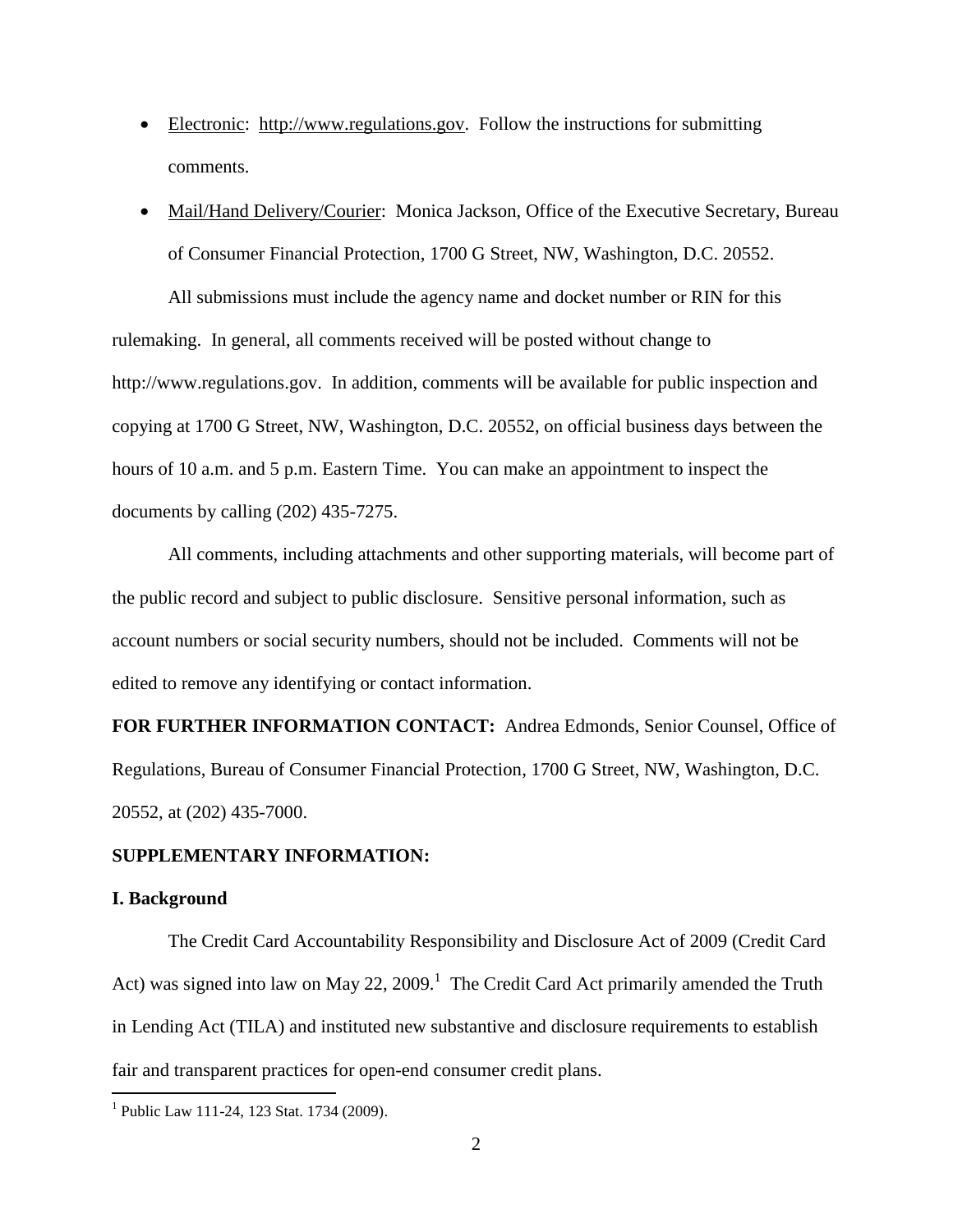- Electronic: http://www.regulations.gov. Follow the instructions for submitting comments.
- Mail/Hand Delivery/Courier: Monica Jackson, Office of the Executive Secretary, Bureau of Consumer Financial Protection, 1700 G Street, NW, Washington, D.C. 20552.

All submissions must include the agency name and docket number or RIN for this rulemaking. In general, all comments received will be posted without change to http://www.regulations.gov. In addition, comments will be available for public inspection and copying at 1700 G Street, NW, Washington, D.C. 20552, on official business days between the hours of 10 a.m. and 5 p.m. Eastern Time. You can make an appointment to inspect the documents by calling (202) 435-7275.

All comments, including attachments and other supporting materials, will become part of the public record and subject to public disclosure. Sensitive personal information, such as account numbers or social security numbers, should not be included. Comments will not be edited to remove any identifying or contact information.

**FOR FURTHER INFORMATION CONTACT:** Andrea Edmonds, Senior Counsel, Office of Regulations, Bureau of Consumer Financial Protection, 1700 G Street, NW, Washington, D.C. 20552, at (202) 435-7000.

**SUPPLEMENTARY INFORMATION:**

**I. Background**

The Credit Card Accountability Responsibility and Disclosure Act of 2009 (Credit Card Act) was signed into law on May 22, 2009.[1] The Credit Card Act primarily amended the Truth in Lending Act (TILA) and instituted new substantive and disclosure requirements to establish fair and transparent practices for open-end consumer credit plans.

[1] Public Law 111-24, 123 Stat. 1734 (2009).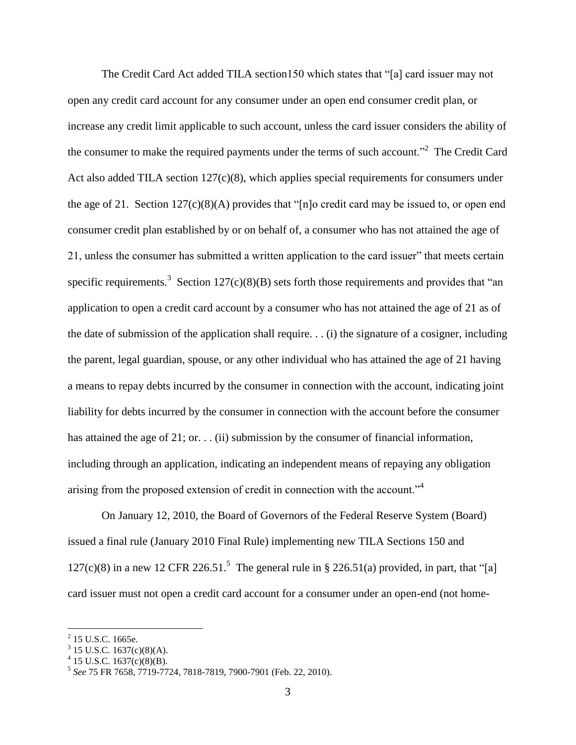The Credit Card Act added TILA section150 which states that "[a] card issuer may not open any credit card account for any consumer under an open end consumer credit plan, or increase any credit limit applicable to such account, unless the card issuer considers the ability of the consumer to make the required payments under the terms of such account."[2] The Credit Card Act also added TILA section 127(c)(8), which applies special requirements for consumers under the age of 21. Section 127(c)(8)(A) provides that "[n]o credit card may be issued to, or open end consumer credit plan established by or on behalf of, a consumer who has not attained the age of 21, unless the consumer has submitted a written application to the card issuer" that meets certain specific requirements.[3] Section 127(c)(8)(B) sets forth those requirements and provides that "an application to open a credit card account by a consumer who has not attained the age of 21 as of the date of submission of the application shall require. . . (i) the signature of a cosigner, including the parent, legal guardian, spouse, or any other individual who has attained the age of 21 having a means to repay debts incurred by the consumer in connection with the account, indicating joint liability for debts incurred by the consumer in connection with the account before the consumer has attained the age of 21; or. . . (ii) submission by the consumer of financial information, including through an application, indicating an independent means of repaying any obligation arising from the proposed extension of credit in connection with the account."[4]

On January 12, 2010, the Board of Governors of the Federal Reserve System (Board) issued a final rule (January 2010 Final Rule) implementing new TILA Sections 150 and 127(c)(8) in a new 12 CFR 226.51.[5] The general rule in § 226.51(a) provided, in part, that "[a] card issuer must not open a credit card account for a consumer under an open-end (not home-

---

[2] 15 U.S.C. 1665e.

[3] 15 U.S.C. 1637(c)(8)(A).

[4] 15 U.S.C. 1637(c)(8)(B).

[5] *See* 75 FR 7658, 7719-7724, 7818-7819, 7900-7901 (Feb. 22, 2010).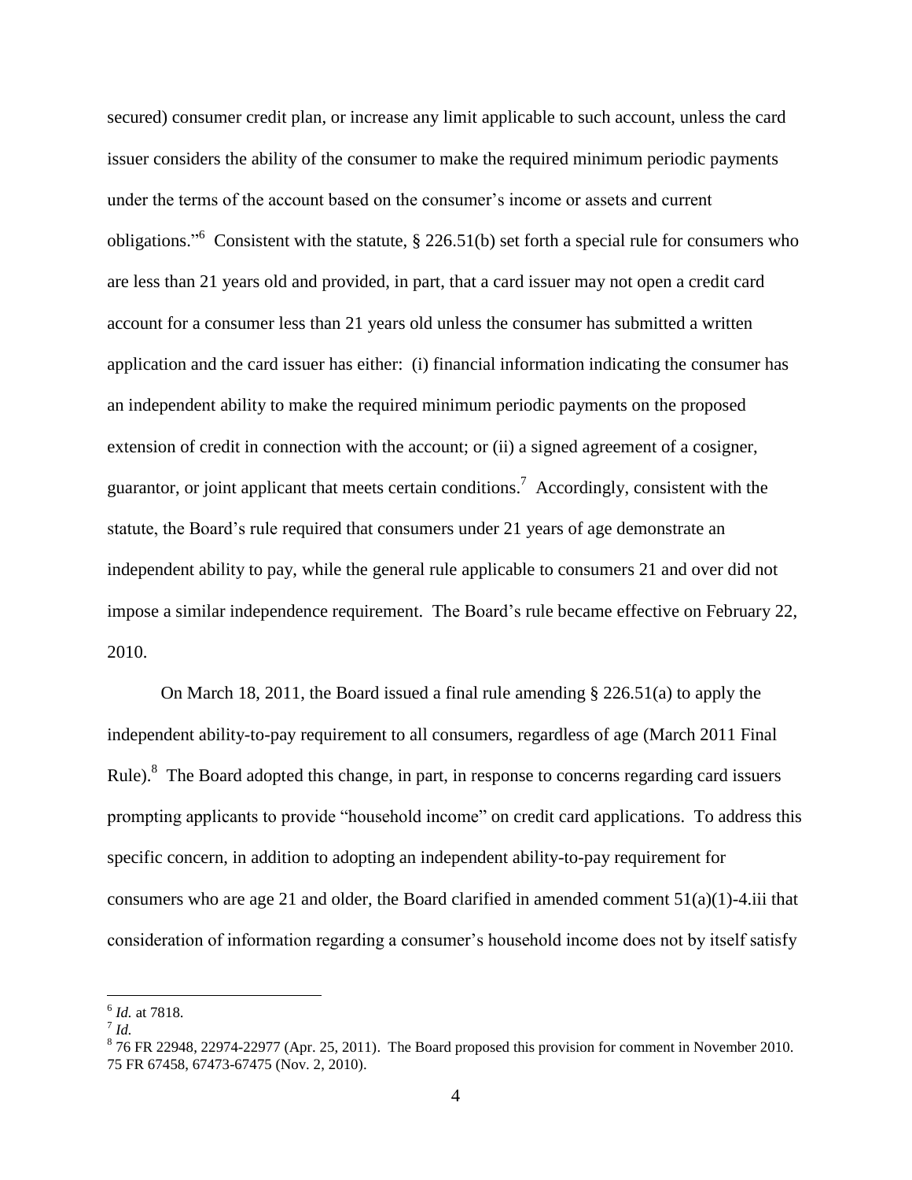secured) consumer credit plan, or increase any limit applicable to such account, unless the card issuer considers the ability of the consumer to make the required minimum periodic payments under the terms of the account based on the consumer's income or assets and current obligations."[6] Consistent with the statute, § 226.51(b) set forth a special rule for consumers who are less than 21 years old and provided, in part, that a card issuer may not open a credit card account for a consumer less than 21 years old unless the consumer has submitted a written application and the card issuer has either: (i) financial information indicating the consumer has an independent ability to make the required minimum periodic payments on the proposed extension of credit in connection with the account; or (ii) a signed agreement of a cosigner, guarantor, or joint applicant that meets certain conditions.[7] Accordingly, consistent with the statute, the Board's rule required that consumers under 21 years of age demonstrate an independent ability to pay, while the general rule applicable to consumers 21 and over did not impose a similar independence requirement. The Board's rule became effective on February 22, 2010.

On March 18, 2011, the Board issued a final rule amending § 226.51(a) to apply the independent ability-to-pay requirement to all consumers, regardless of age (March 2011 Final Rule).[8] The Board adopted this change, in part, in response to concerns regarding card issuers prompting applicants to provide "household income" on credit card applications. To address this specific concern, in addition to adopting an independent ability-to-pay requirement for consumers who are age 21 and older, the Board clarified in amended comment 51(a)(1)-4.iii that consideration of information regarding a consumer's household income does not by itself satisfy

---

[6] *Id.* at 7818.

[7] *Id.*

[8] 76 FR 22948, 22974-22977 (Apr. 25, 2011). The Board proposed this provision for comment in November 2010. 75 FR 67458, 67473-67475 (Nov. 2, 2010).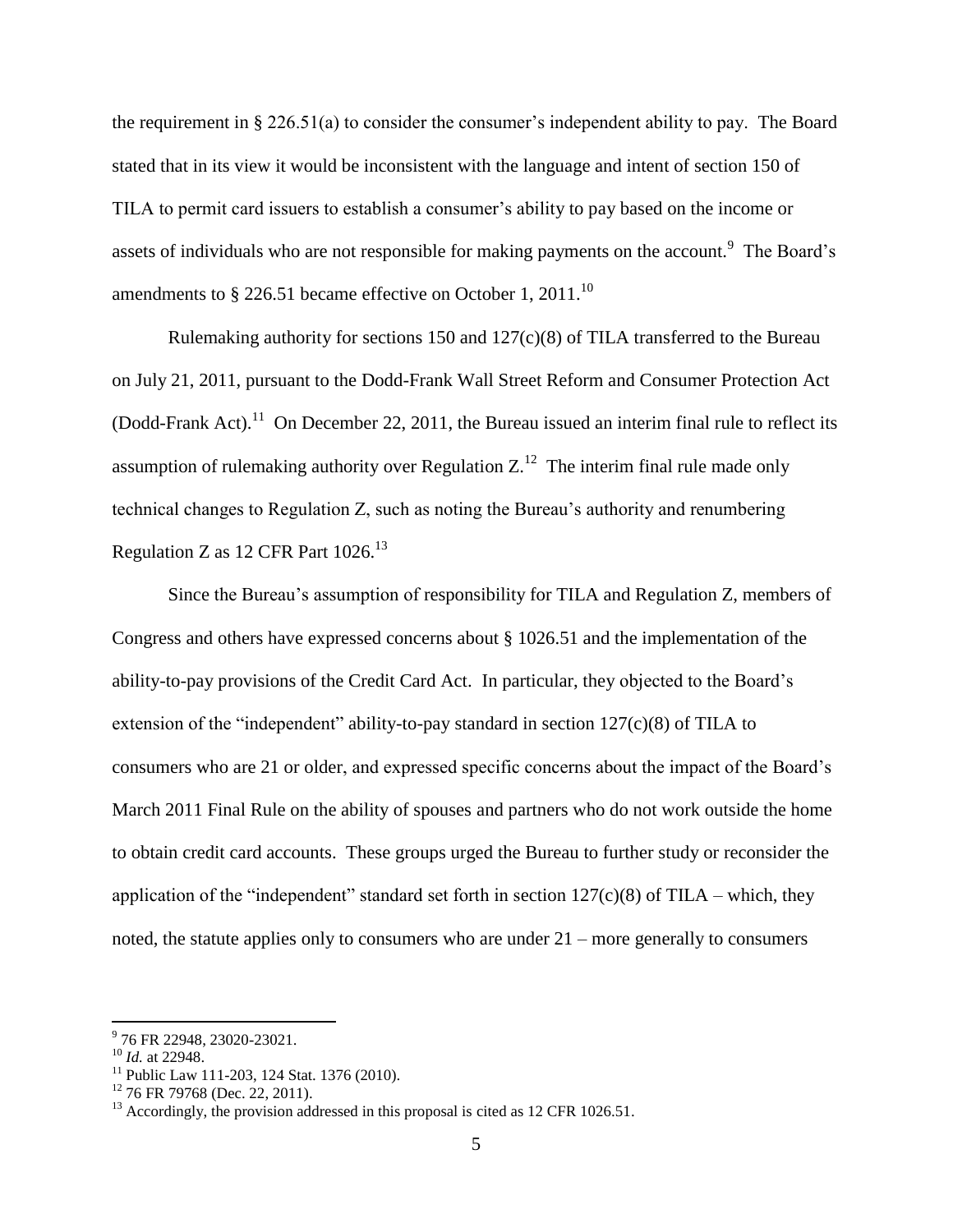the requirement in § 226.51(a) to consider the consumer's independent ability to pay. The Board stated that in its view it would be inconsistent with the language and intent of section 150 of TILA to permit card issuers to establish a consumer's ability to pay based on the income or assets of individuals who are not responsible for making payments on the account.[9] The Board's amendments to § 226.51 became effective on October 1, 2011.[10]

Rulemaking authority for sections 150 and 127(c)(8) of TILA transferred to the Bureau on July 21, 2011, pursuant to the Dodd-Frank Wall Street Reform and Consumer Protection Act (Dodd-Frank Act).[11] On December 22, 2011, the Bureau issued an interim final rule to reflect its assumption of rulemaking authority over Regulation Z.[12] The interim final rule made only technical changes to Regulation Z, such as noting the Bureau's authority and renumbering Regulation Z as 12 CFR Part 1026.[13]

Since the Bureau's assumption of responsibility for TILA and Regulation Z, members of Congress and others have expressed concerns about § 1026.51 and the implementation of the ability-to-pay provisions of the Credit Card Act. In particular, they objected to the Board's extension of the "independent" ability-to-pay standard in section 127(c)(8) of TILA to consumers who are 21 or older, and expressed specific concerns about the impact of the Board's March 2011 Final Rule on the ability of spouses and partners who do not work outside the home to obtain credit card accounts. These groups urged the Bureau to further study or reconsider the application of the "independent" standard set forth in section 127(c)(8) of TILA – which, they noted, the statute applies only to consumers who are under 21 – more generally to consumers

---

[9] 76 FR 22948, 23020-23021.

[10] *Id.* at 22948.

[11] Public Law 111-203, 124 Stat. 1376 (2010).

[12] 76 FR 79768 (Dec. 22, 2011).

[13] Accordingly, the provision addressed in this proposal is cited as 12 CFR 1026.51.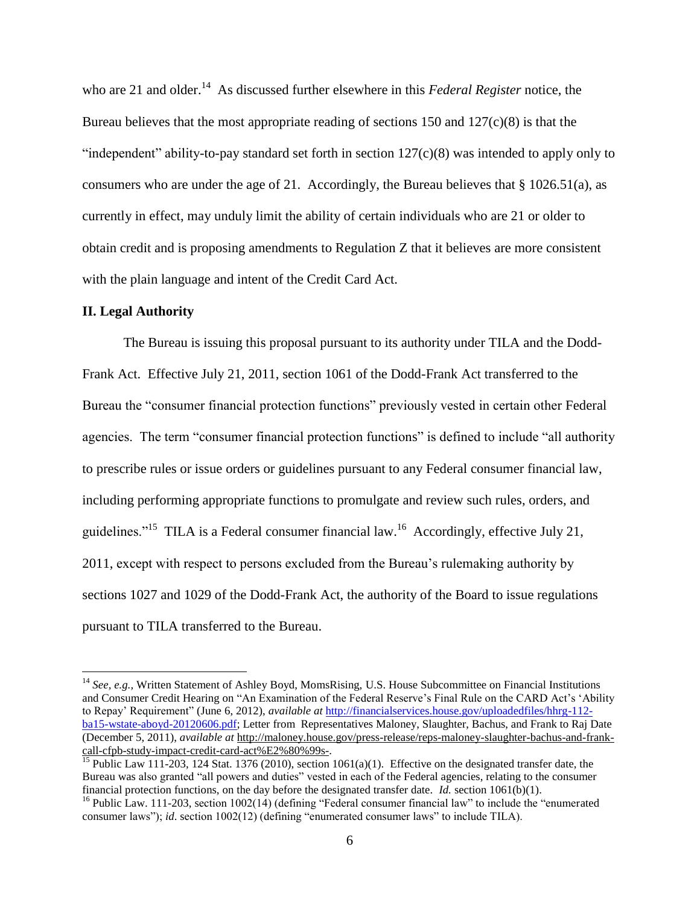who are 21 and older.[14] As discussed further elsewhere in this *Federal Register* notice, the Bureau believes that the most appropriate reading of sections 150 and 127(c)(8) is that the "independent" ability-to-pay standard set forth in section 127(c)(8) was intended to apply only to consumers who are under the age of 21. Accordingly, the Bureau believes that § 1026.51(a), as currently in effect, may unduly limit the ability of certain individuals who are 21 or older to obtain credit and is proposing amendments to Regulation Z that it believes are more consistent with the plain language and intent of the Credit Card Act.

**II. Legal Authority**

The Bureau is issuing this proposal pursuant to its authority under TILA and the Dodd-Frank Act. Effective July 21, 2011, section 1061 of the Dodd-Frank Act transferred to the Bureau the "consumer financial protection functions" previously vested in certain other Federal agencies. The term "consumer financial protection functions" is defined to include "all authority to prescribe rules or issue orders or guidelines pursuant to any Federal consumer financial law, including performing appropriate functions to promulgate and review such rules, orders, and guidelines."[15] TILA is a Federal consumer financial law.[16] Accordingly, effective July 21, 2011, except with respect to persons excluded from the Bureau's rulemaking authority by sections 1027 and 1029 of the Dodd-Frank Act, the authority of the Board to issue regulations pursuant to TILA transferred to the Bureau.

---

[14] *See, e.g.*, Written Statement of Ashley Boyd, MomsRising, U.S. House Subcommittee on Financial Institutions and Consumer Credit Hearing on "An Examination of the Federal Reserve's Final Rule on the CARD Act's 'Ability to Repay' Requirement" (June 6, 2012), *available at* http://financialservices.house.gov/uploadedfiles/hhrg-112-ba15-wstate-aboyd-20120606.pdf; Letter from Representatives Maloney, Slaughter, Bachus, and Frank to Raj Date (December 5, 2011), *available at* http://maloney.house.gov/press-release/reps-maloney-slaughter-bachus-and-frank-call-cfpb-study-impact-credit-card-act%E2%80%99s-.

[15] Public Law 111-203, 124 Stat. 1376 (2010), section 1061(a)(1). Effective on the designated transfer date, the Bureau was also granted "all powers and duties" vested in each of the Federal agencies, relating to the consumer financial protection functions, on the day before the designated transfer date. *Id.* section 1061(b)(1).

[16] Public Law. 111-203, section 1002(14) (defining "Federal consumer financial law" to include the "enumerated consumer laws"); *id*. section 1002(12) (defining "enumerated consumer laws" to include TILA).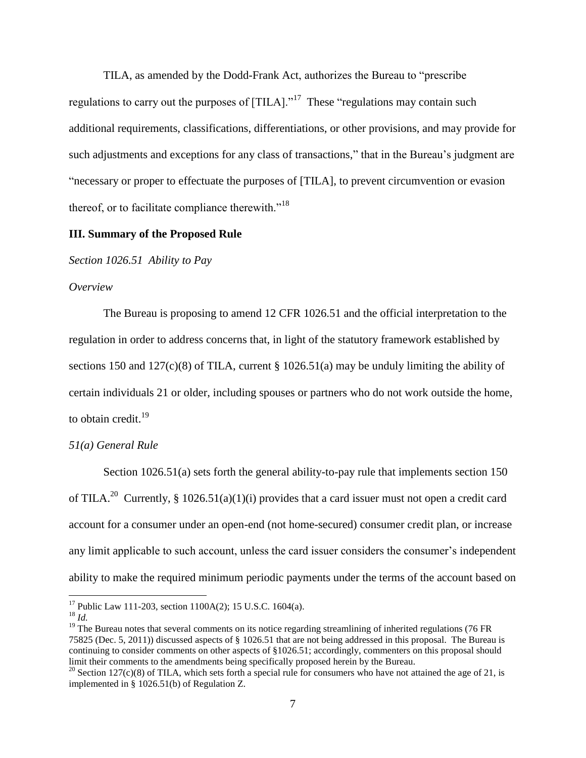TILA, as amended by the Dodd-Frank Act, authorizes the Bureau to "prescribe regulations to carry out the purposes of [TILA]."[17] These "regulations may contain such additional requirements, classifications, differentiations, or other provisions, and may provide for such adjustments and exceptions for any class of transactions," that in the Bureau's judgment are "necessary or proper to effectuate the purposes of [TILA], to prevent circumvention or evasion thereof, or to facilitate compliance therewith."[18]

**III. Summary of the Proposed Rule**

*Section 1026.51 Ability to Pay*

*Overview*

The Bureau is proposing to amend 12 CFR 1026.51 and the official interpretation to the regulation in order to address concerns that, in light of the statutory framework established by sections 150 and 127(c)(8) of TILA, current § 1026.51(a) may be unduly limiting the ability of certain individuals 21 or older, including spouses or partners who do not work outside the home, to obtain credit.[19]

*51(a) General Rule*

Section 1026.51(a) sets forth the general ability-to-pay rule that implements section 150 of TILA.[20] Currently, § 1026.51(a)(1)(i) provides that a card issuer must not open a credit card account for a consumer under an open-end (not home-secured) consumer credit plan, or increase any limit applicable to such account, unless the card issuer considers the consumer's independent ability to make the required minimum periodic payments under the terms of the account based on

[17] Public Law 111-203, section 1100A(2); 15 U.S.C. 1604(a).

[18] *Id.*

[19] The Bureau notes that several comments on its notice regarding streamlining of inherited regulations (76 FR 75825 (Dec. 5, 2011)) discussed aspects of § 1026.51 that are not being addressed in this proposal. The Bureau is continuing to consider comments on other aspects of §1026.51; accordingly, commenters on this proposal should limit their comments to the amendments being specifically proposed herein by the Bureau.

[20] Section 127(c)(8) of TILA, which sets forth a special rule for consumers who have not attained the age of 21, is implemented in § 1026.51(b) of Regulation Z.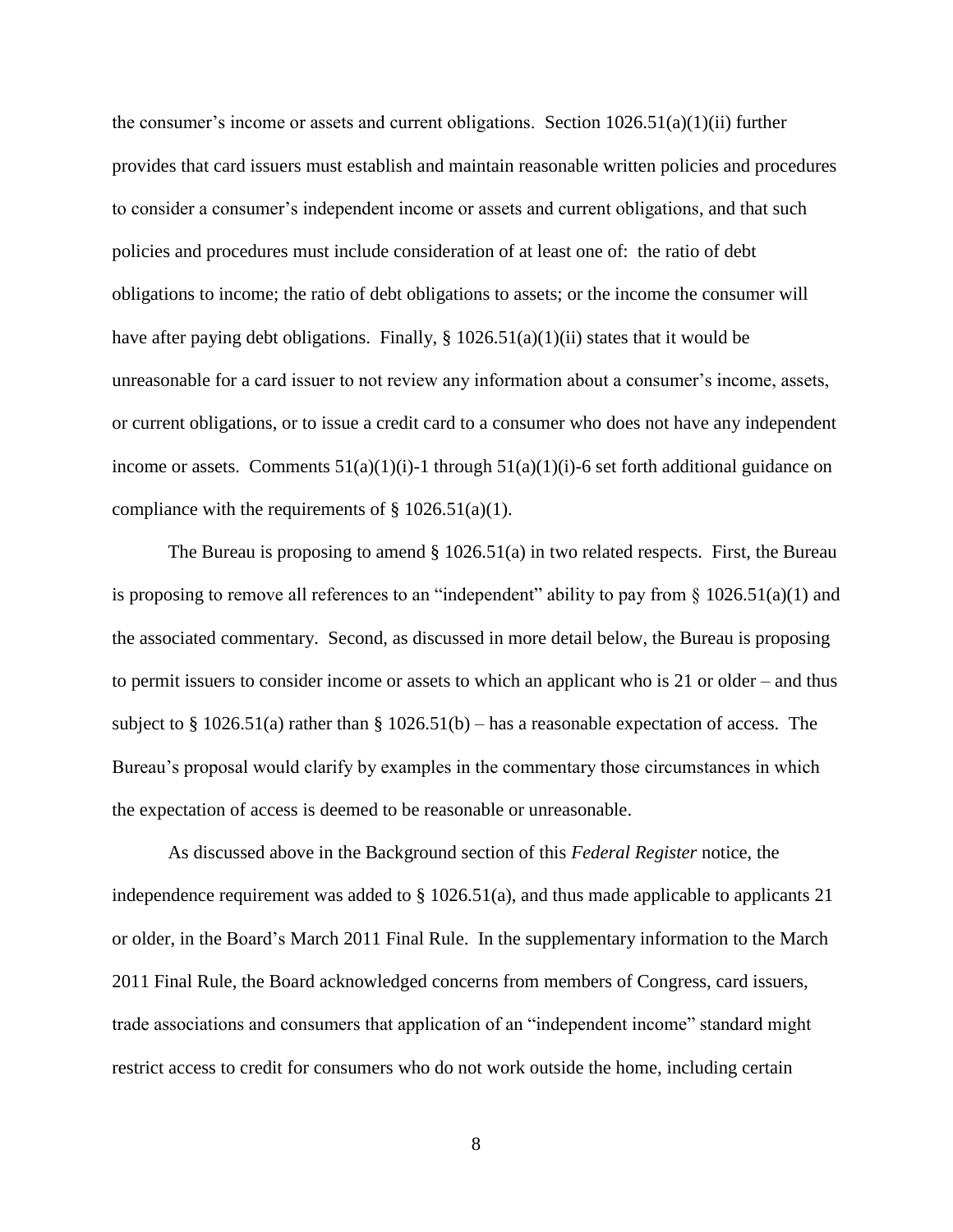the consumer's income or assets and current obligations. Section 1026.51(a)(1)(ii) further provides that card issuers must establish and maintain reasonable written policies and procedures to consider a consumer's independent income or assets and current obligations, and that such policies and procedures must include consideration of at least one of: the ratio of debt obligations to income; the ratio of debt obligations to assets; or the income the consumer will have after paying debt obligations. Finally, § 1026.51(a)(1)(ii) states that it would be unreasonable for a card issuer to not review any information about a consumer's income, assets, or current obligations, or to issue a credit card to a consumer who does not have any independent income or assets. Comments 51(a)(1)(i)-1 through 51(a)(1)(i)-6 set forth additional guidance on compliance with the requirements of § 1026.51(a)(1).

The Bureau is proposing to amend § 1026.51(a) in two related respects. First, the Bureau is proposing to remove all references to an "independent" ability to pay from § 1026.51(a)(1) and the associated commentary. Second, as discussed in more detail below, the Bureau is proposing to permit issuers to consider income or assets to which an applicant who is 21 or older – and thus subject to § 1026.51(a) rather than § 1026.51(b) – has a reasonable expectation of access. The Bureau's proposal would clarify by examples in the commentary those circumstances in which the expectation of access is deemed to be reasonable or unreasonable.

As discussed above in the Background section of this *Federal Register* notice, the independence requirement was added to § 1026.51(a), and thus made applicable to applicants 21 or older, in the Board's March 2011 Final Rule. In the supplementary information to the March 2011 Final Rule, the Board acknowledged concerns from members of Congress, card issuers, trade associations and consumers that application of an "independent income" standard might restrict access to credit for consumers who do not work outside the home, including certain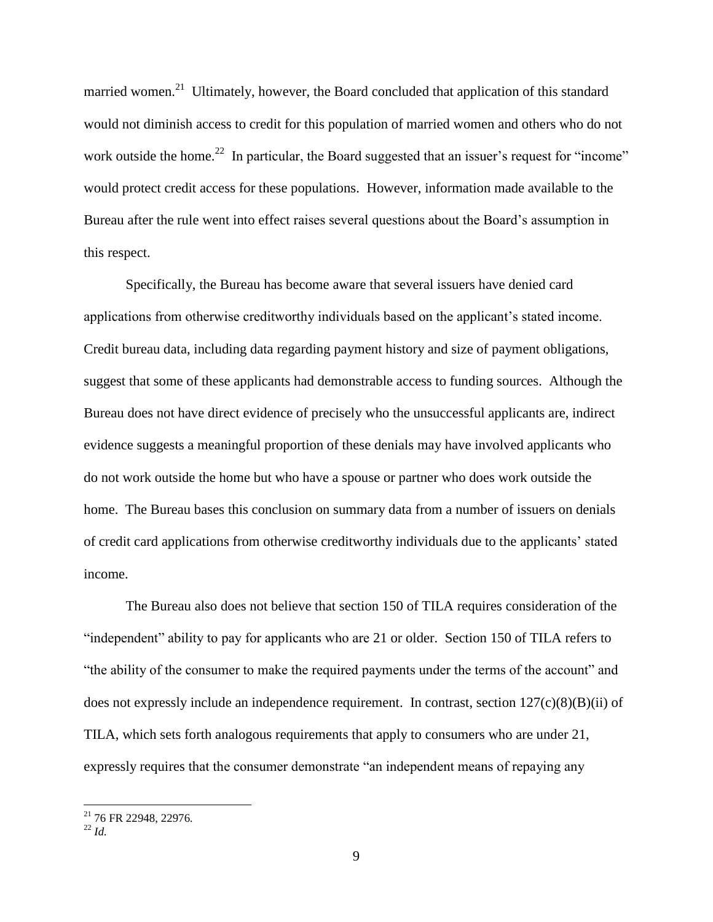married women.[21] Ultimately, however, the Board concluded that application of this standard would not diminish access to credit for this population of married women and others who do not work outside the home.[22] In particular, the Board suggested that an issuer's request for "income" would protect credit access for these populations. However, information made available to the Bureau after the rule went into effect raises several questions about the Board's assumption in this respect.

Specifically, the Bureau has become aware that several issuers have denied card applications from otherwise creditworthy individuals based on the applicant's stated income. Credit bureau data, including data regarding payment history and size of payment obligations, suggest that some of these applicants had demonstrable access to funding sources. Although the Bureau does not have direct evidence of precisely who the unsuccessful applicants are, indirect evidence suggests a meaningful proportion of these denials may have involved applicants who do not work outside the home but who have a spouse or partner who does work outside the home. The Bureau bases this conclusion on summary data from a number of issuers on denials of credit card applications from otherwise creditworthy individuals due to the applicants' stated income.

The Bureau also does not believe that section 150 of TILA requires consideration of the "independent" ability to pay for applicants who are 21 or older. Section 150 of TILA refers to "the ability of the consumer to make the required payments under the terms of the account" and does not expressly include an independence requirement. In contrast, section 127(c)(8)(B)(ii) of TILA, which sets forth analogous requirements that apply to consumers who are under 21, expressly requires that the consumer demonstrate "an independent means of repaying any

---

[21] 76 FR 22948, 22976.

[22] *Id.*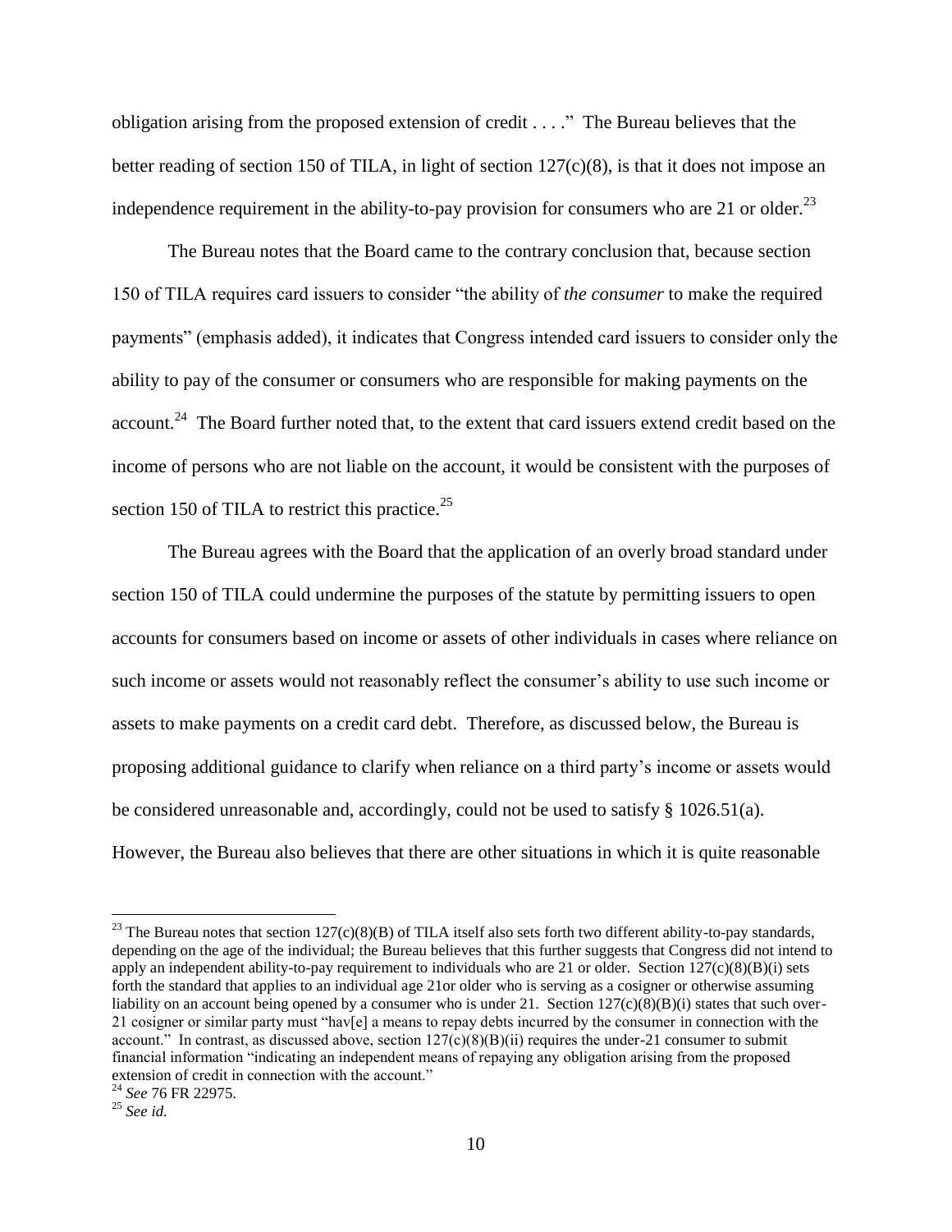obligation arising from the proposed extension of credit . . . ." The Bureau believes that the better reading of section 150 of TILA, in light of section 127(c)(8), is that it does not impose an independence requirement in the ability-to-pay provision for consumers who are 21 or older.[23]

The Bureau notes that the Board came to the contrary conclusion that, because section 150 of TILA requires card issuers to consider "the ability of *the consumer* to make the required payments" (emphasis added), it indicates that Congress intended card issuers to consider only the ability to pay of the consumer or consumers who are responsible for making payments on the account.[24] The Board further noted that, to the extent that card issuers extend credit based on the income of persons who are not liable on the account, it would be consistent with the purposes of section 150 of TILA to restrict this practice.[25]

The Bureau agrees with the Board that the application of an overly broad standard under section 150 of TILA could undermine the purposes of the statute by permitting issuers to open accounts for consumers based on income or assets of other individuals in cases where reliance on such income or assets would not reasonably reflect the consumer's ability to use such income or assets to make payments on a credit card debt. Therefore, as discussed below, the Bureau is proposing additional guidance to clarify when reliance on a third party's income or assets would be considered unreasonable and, accordingly, could not be used to satisfy § 1026.51(a). However, the Bureau also believes that there are other situations in which it is quite reasonable

---

[23] The Bureau notes that section 127(c)(8)(B) of TILA itself also sets forth two different ability-to-pay standards, depending on the age of the individual; the Bureau believes that this further suggests that Congress did not intend to apply an independent ability-to-pay requirement to individuals who are 21 or older. Section 127(c)(8)(B)(i) sets forth the standard that applies to an individual age 21or older who is serving as a cosigner or otherwise assuming liability on an account being opened by a consumer who is under 21. Section 127(c)(8)(B)(i) states that such over-21 cosigner or similar party must "hav[e] a means to repay debts incurred by the consumer in connection with the account." In contrast, as discussed above, section 127(c)(8)(B)(ii) requires the under-21 consumer to submit financial information "indicating an independent means of repaying any obligation arising from the proposed extension of credit in connection with the account."

[24] *See* 76 FR 22975.

[25] *See id.*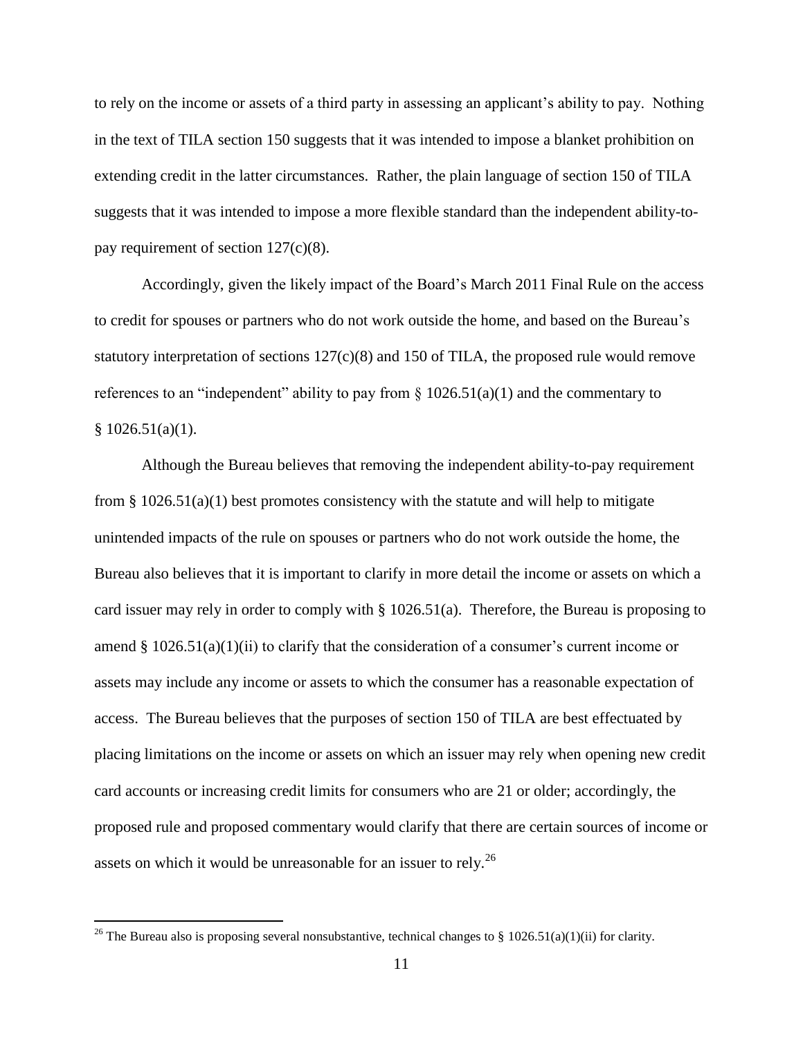to rely on the income or assets of a third party in assessing an applicant's ability to pay. Nothing in the text of TILA section 150 suggests that it was intended to impose a blanket prohibition on extending credit in the latter circumstances. Rather, the plain language of section 150 of TILA suggests that it was intended to impose a more flexible standard than the independent ability-to-pay requirement of section 127(c)(8).

Accordingly, given the likely impact of the Board's March 2011 Final Rule on the access to credit for spouses or partners who do not work outside the home, and based on the Bureau's statutory interpretation of sections 127(c)(8) and 150 of TILA, the proposed rule would remove references to an "independent" ability to pay from § 1026.51(a)(1) and the commentary to § 1026.51(a)(1).

Although the Bureau believes that removing the independent ability-to-pay requirement from § 1026.51(a)(1) best promotes consistency with the statute and will help to mitigate unintended impacts of the rule on spouses or partners who do not work outside the home, the Bureau also believes that it is important to clarify in more detail the income or assets on which a card issuer may rely in order to comply with § 1026.51(a). Therefore, the Bureau is proposing to amend § 1026.51(a)(1)(ii) to clarify that the consideration of a consumer's current income or assets may include any income or assets to which the consumer has a reasonable expectation of access. The Bureau believes that the purposes of section 150 of TILA are best effectuated by placing limitations on the income or assets on which an issuer may rely when opening new credit card accounts or increasing credit limits for consumers who are 21 or older; accordingly, the proposed rule and proposed commentary would clarify that there are certain sources of income or assets on which it would be unreasonable for an issuer to rely.[26]

[26] The Bureau also is proposing several nonsubstantive, technical changes to § 1026.51(a)(1)(ii) for clarity.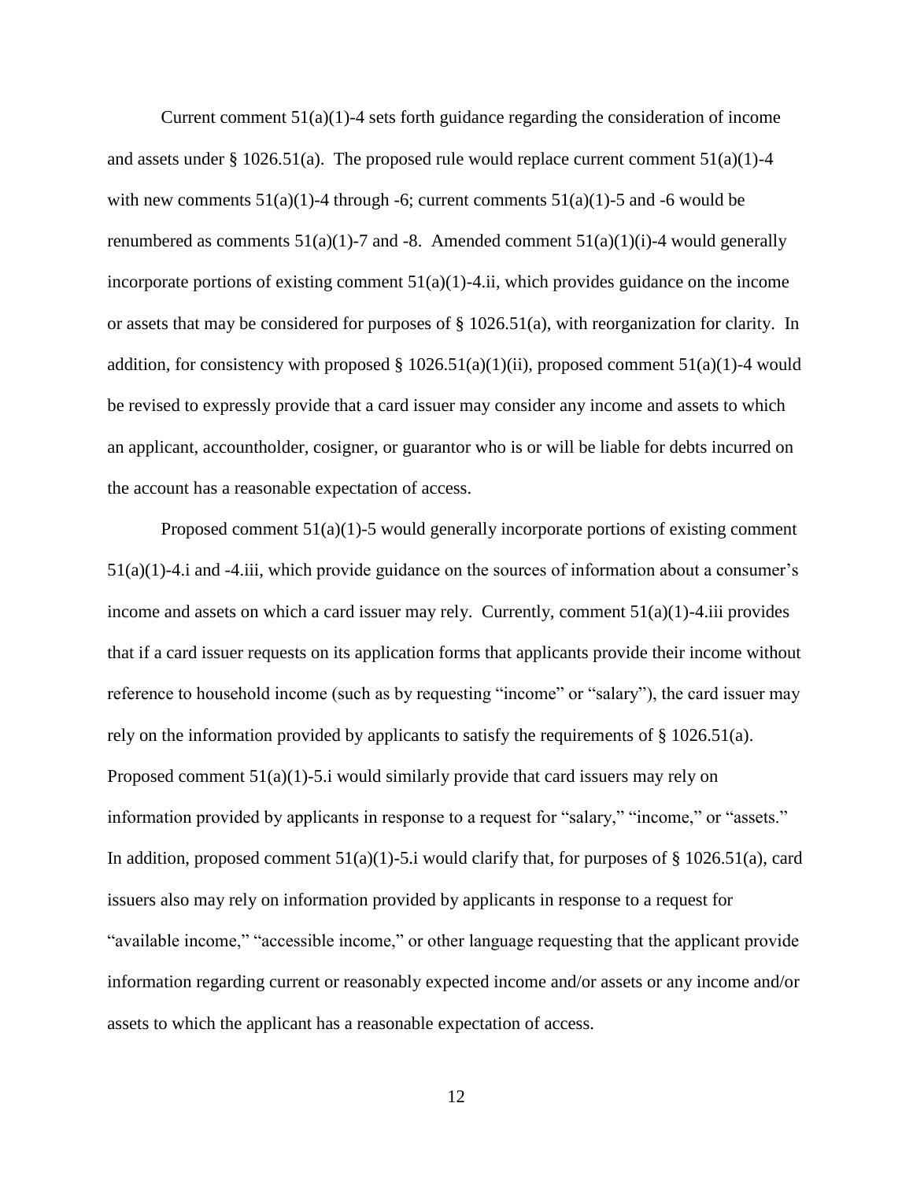Current comment 51(a)(1)-4 sets forth guidance regarding the consideration of income and assets under § 1026.51(a). The proposed rule would replace current comment 51(a)(1)-4 with new comments 51(a)(1)-4 through -6; current comments 51(a)(1)-5 and -6 would be renumbered as comments 51(a)(1)-7 and -8. Amended comment 51(a)(1)(i)-4 would generally incorporate portions of existing comment 51(a)(1)-4.ii, which provides guidance on the income or assets that may be considered for purposes of § 1026.51(a), with reorganization for clarity. In addition, for consistency with proposed § 1026.51(a)(1)(ii), proposed comment 51(a)(1)-4 would be revised to expressly provide that a card issuer may consider any income and assets to which an applicant, accountholder, cosigner, or guarantor who is or will be liable for debts incurred on the account has a reasonable expectation of access.

Proposed comment 51(a)(1)-5 would generally incorporate portions of existing comment 51(a)(1)-4.i and -4.iii, which provide guidance on the sources of information about a consumer's income and assets on which a card issuer may rely. Currently, comment 51(a)(1)-4.iii provides that if a card issuer requests on its application forms that applicants provide their income without reference to household income (such as by requesting "income" or "salary"), the card issuer may rely on the information provided by applicants to satisfy the requirements of § 1026.51(a). Proposed comment 51(a)(1)-5.i would similarly provide that card issuers may rely on information provided by applicants in response to a request for "salary," "income," or "assets." In addition, proposed comment 51(a)(1)-5.i would clarify that, for purposes of § 1026.51(a), card issuers also may rely on information provided by applicants in response to a request for "available income," "accessible income," or other language requesting that the applicant provide information regarding current or reasonably expected income and/or assets or any income and/or assets to which the applicant has a reasonable expectation of access.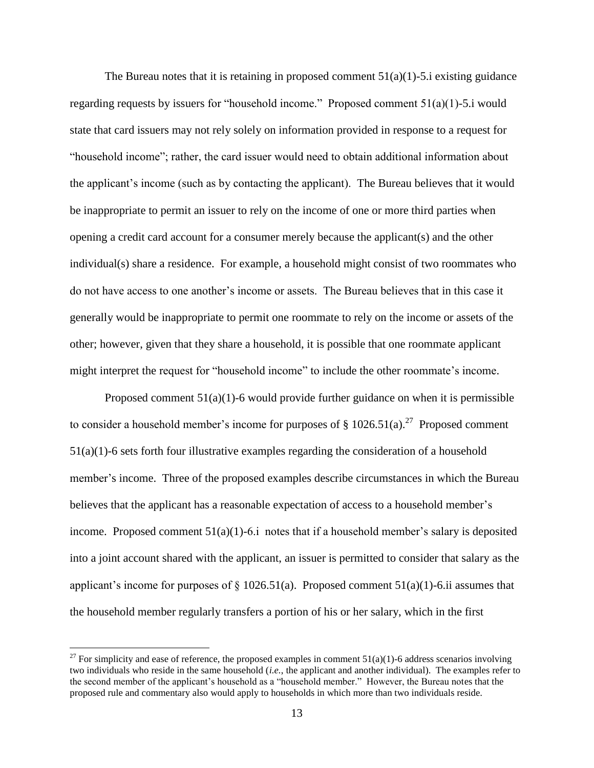The Bureau notes that it is retaining in proposed comment 51(a)(1)-5.i existing guidance regarding requests by issuers for "household income." Proposed comment 51(a)(1)-5.i would state that card issuers may not rely solely on information provided in response to a request for "household income"; rather, the card issuer would need to obtain additional information about the applicant's income (such as by contacting the applicant). The Bureau believes that it would be inappropriate to permit an issuer to rely on the income of one or more third parties when opening a credit card account for a consumer merely because the applicant(s) and the other individual(s) share a residence. For example, a household might consist of two roommates who do not have access to one another's income or assets. The Bureau believes that in this case it generally would be inappropriate to permit one roommate to rely on the income or assets of the other; however, given that they share a household, it is possible that one roommate applicant might interpret the request for "household income" to include the other roommate's income.

Proposed comment 51(a)(1)-6 would provide further guidance on when it is permissible to consider a household member's income for purposes of § 1026.51(a).[27] Proposed comment 51(a)(1)-6 sets forth four illustrative examples regarding the consideration of a household member's income. Three of the proposed examples describe circumstances in which the Bureau believes that the applicant has a reasonable expectation of access to a household member's income. Proposed comment 51(a)(1)-6.i notes that if a household member's salary is deposited into a joint account shared with the applicant, an issuer is permitted to consider that salary as the applicant's income for purposes of § 1026.51(a). Proposed comment 51(a)(1)-6.ii assumes that the household member regularly transfers a portion of his or her salary, which in the first

---

[27] For simplicity and ease of reference, the proposed examples in comment 51(a)(1)-6 address scenarios involving two individuals who reside in the same household (*i.e.*, the applicant and another individual). The examples refer to the second member of the applicant's household as a "household member." However, the Bureau notes that the proposed rule and commentary also would apply to households in which more than two individuals reside.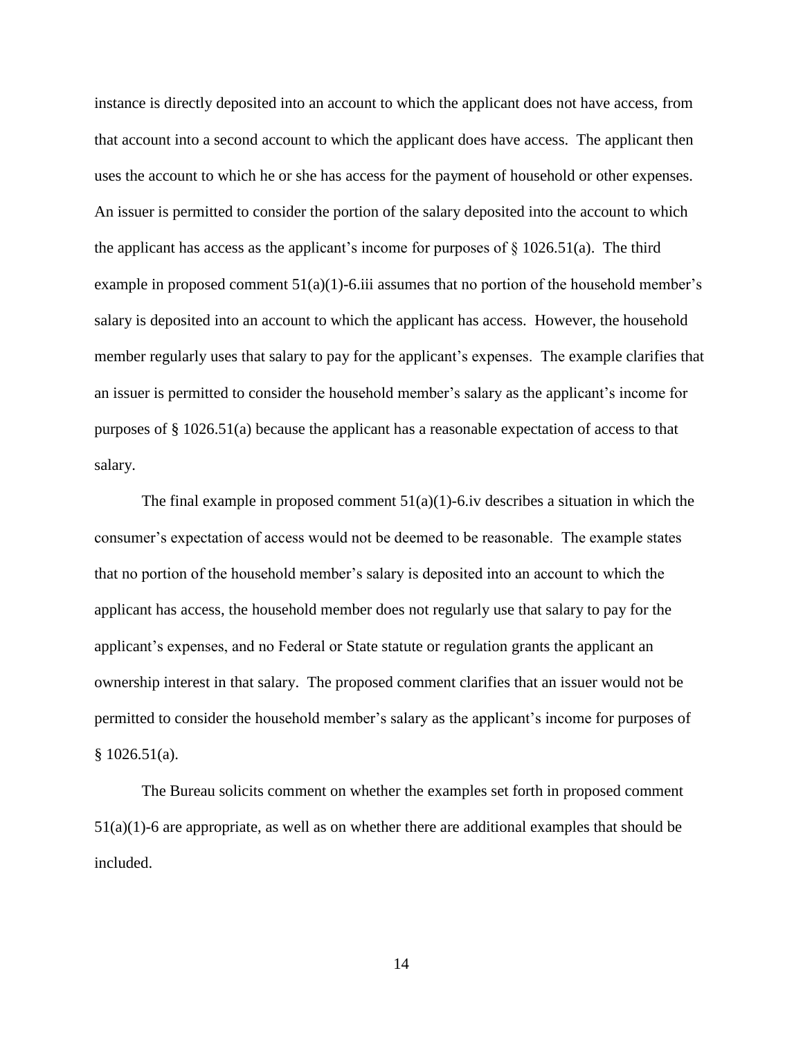instance is directly deposited into an account to which the applicant does not have access, from that account into a second account to which the applicant does have access. The applicant then uses the account to which he or she has access for the payment of household or other expenses. An issuer is permitted to consider the portion of the salary deposited into the account to which the applicant has access as the applicant's income for purposes of § 1026.51(a). The third example in proposed comment 51(a)(1)-6.iii assumes that no portion of the household member's salary is deposited into an account to which the applicant has access. However, the household member regularly uses that salary to pay for the applicant's expenses. The example clarifies that an issuer is permitted to consider the household member's salary as the applicant's income for purposes of § 1026.51(a) because the applicant has a reasonable expectation of access to that salary.

The final example in proposed comment 51(a)(1)-6.iv describes a situation in which the consumer's expectation of access would not be deemed to be reasonable. The example states that no portion of the household member's salary is deposited into an account to which the applicant has access, the household member does not regularly use that salary to pay for the applicant's expenses, and no Federal or State statute or regulation grants the applicant an ownership interest in that salary. The proposed comment clarifies that an issuer would not be permitted to consider the household member's salary as the applicant's income for purposes of § 1026.51(a).

The Bureau solicits comment on whether the examples set forth in proposed comment 51(a)(1)-6 are appropriate, as well as on whether there are additional examples that should be included.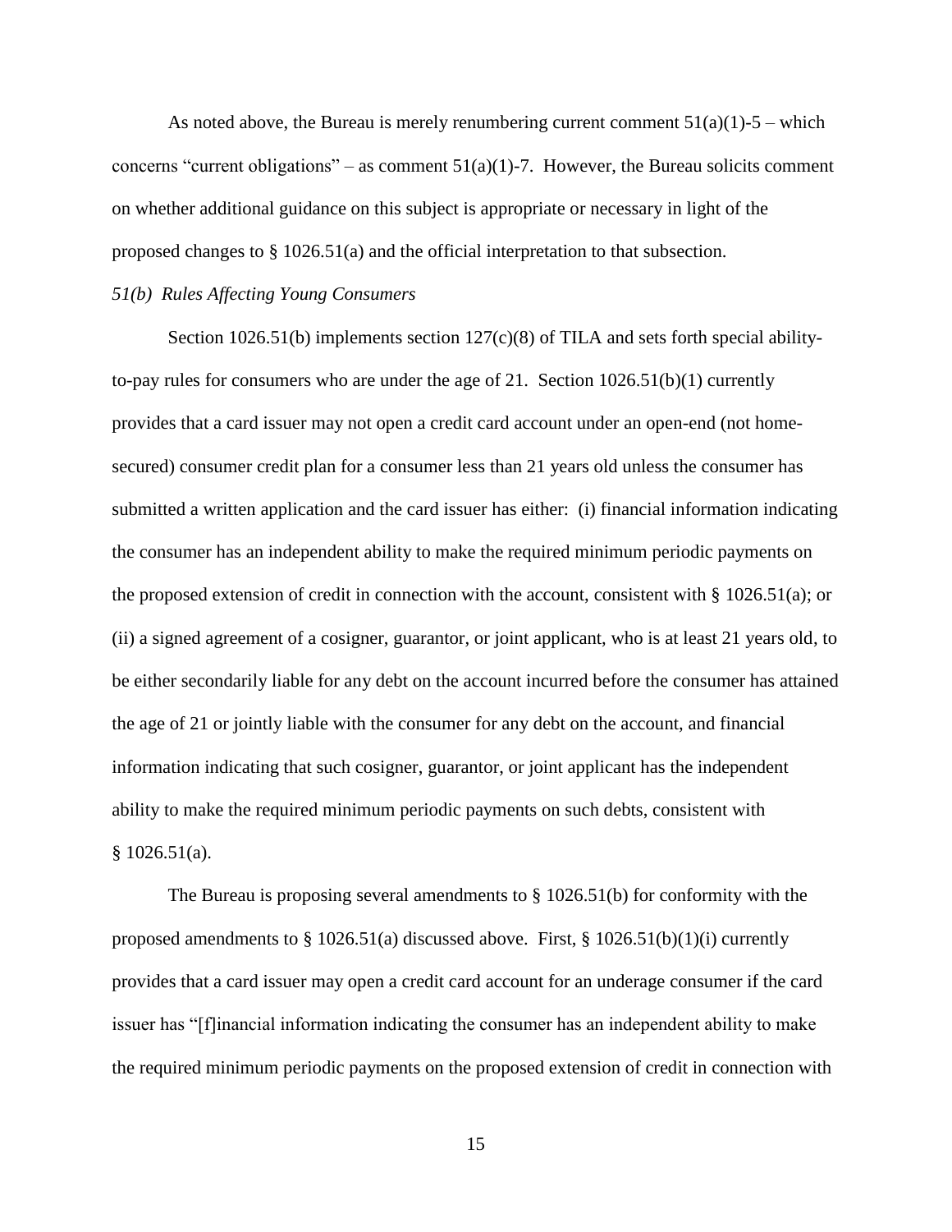As noted above, the Bureau is merely renumbering current comment 51(a)(1)-5 – which concerns "current obligations" – as comment 51(a)(1)-7. However, the Bureau solicits comment on whether additional guidance on this subject is appropriate or necessary in light of the proposed changes to § 1026.51(a) and the official interpretation to that subsection.

*51(b) Rules Affecting Young Consumers*

Section 1026.51(b) implements section 127(c)(8) of TILA and sets forth special ability-to-pay rules for consumers who are under the age of 21. Section 1026.51(b)(1) currently provides that a card issuer may not open a credit card account under an open-end (not home-secured) consumer credit plan for a consumer less than 21 years old unless the consumer has submitted a written application and the card issuer has either: (i) financial information indicating the consumer has an independent ability to make the required minimum periodic payments on the proposed extension of credit in connection with the account, consistent with § 1026.51(a); or (ii) a signed agreement of a cosigner, guarantor, or joint applicant, who is at least 21 years old, to be either secondarily liable for any debt on the account incurred before the consumer has attained the age of 21 or jointly liable with the consumer for any debt on the account, and financial information indicating that such cosigner, guarantor, or joint applicant has the independent ability to make the required minimum periodic payments on such debts, consistent with § 1026.51(a).

The Bureau is proposing several amendments to § 1026.51(b) for conformity with the proposed amendments to § 1026.51(a) discussed above. First, § 1026.51(b)(1)(i) currently provides that a card issuer may open a credit card account for an underage consumer if the card issuer has "[f]inancial information indicating the consumer has an independent ability to make the required minimum periodic payments on the proposed extension of credit in connection with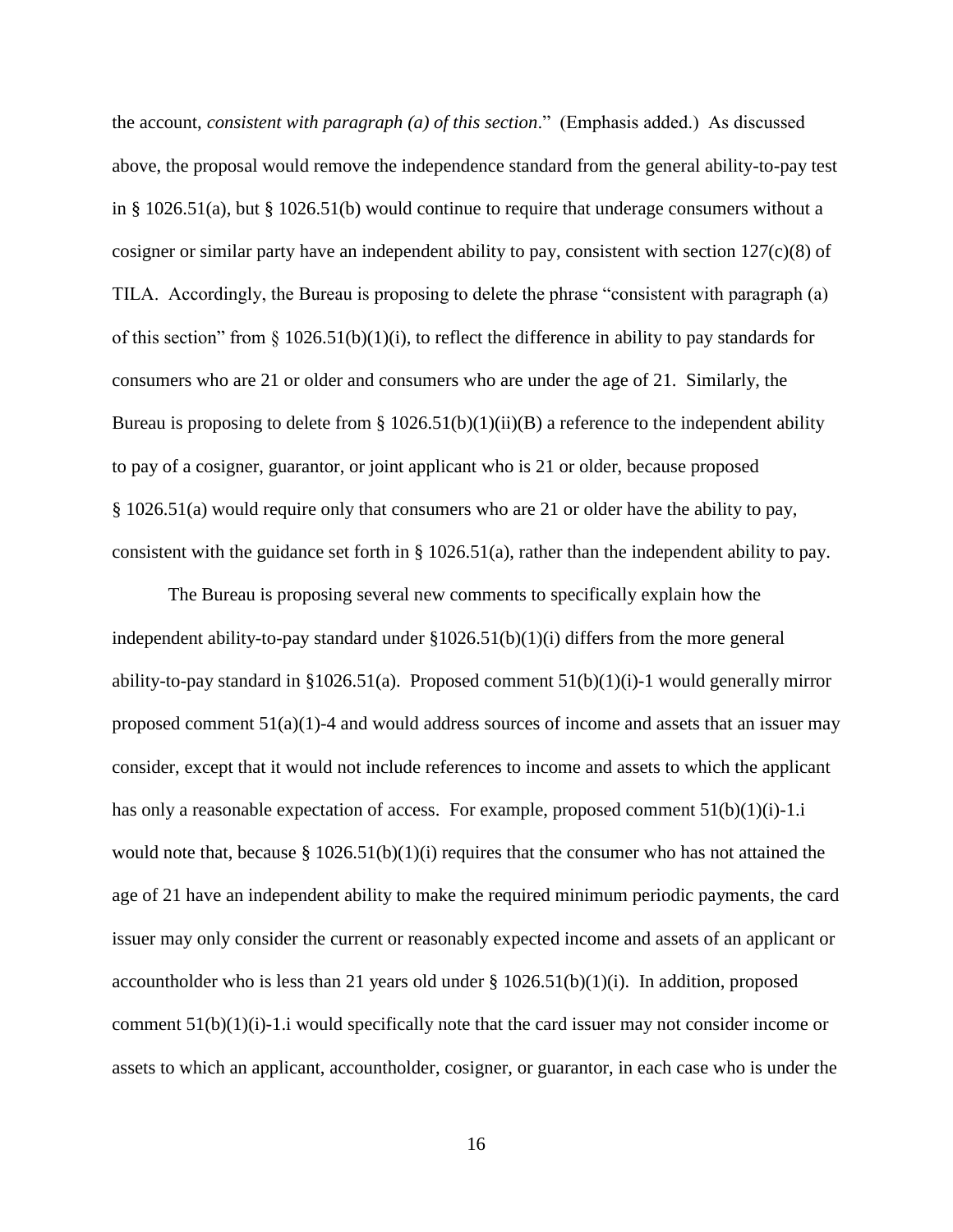the account, *consistent with paragraph (a) of this section*." (Emphasis added.) As discussed above, the proposal would remove the independence standard from the general ability-to-pay test in § 1026.51(a), but § 1026.51(b) would continue to require that underage consumers without a cosigner or similar party have an independent ability to pay, consistent with section 127(c)(8) of TILA. Accordingly, the Bureau is proposing to delete the phrase "consistent with paragraph (a) of this section" from § 1026.51(b)(1)(i), to reflect the difference in ability to pay standards for consumers who are 21 or older and consumers who are under the age of 21. Similarly, the Bureau is proposing to delete from § 1026.51(b)(1)(ii)(B) a reference to the independent ability to pay of a cosigner, guarantor, or joint applicant who is 21 or older, because proposed § 1026.51(a) would require only that consumers who are 21 or older have the ability to pay, consistent with the guidance set forth in § 1026.51(a), rather than the independent ability to pay.

The Bureau is proposing several new comments to specifically explain how the independent ability-to-pay standard under §1026.51(b)(1)(i) differs from the more general ability-to-pay standard in §1026.51(a). Proposed comment 51(b)(1)(i)-1 would generally mirror proposed comment 51(a)(1)-4 and would address sources of income and assets that an issuer may consider, except that it would not include references to income and assets to which the applicant has only a reasonable expectation of access. For example, proposed comment 51(b)(1)(i)-1.i would note that, because § 1026.51(b)(1)(i) requires that the consumer who has not attained the age of 21 have an independent ability to make the required minimum periodic payments, the card issuer may only consider the current or reasonably expected income and assets of an applicant or accountholder who is less than 21 years old under § 1026.51(b)(1)(i). In addition, proposed comment 51(b)(1)(i)-1.i would specifically note that the card issuer may not consider income or assets to which an applicant, accountholder, cosigner, or guarantor, in each case who is under the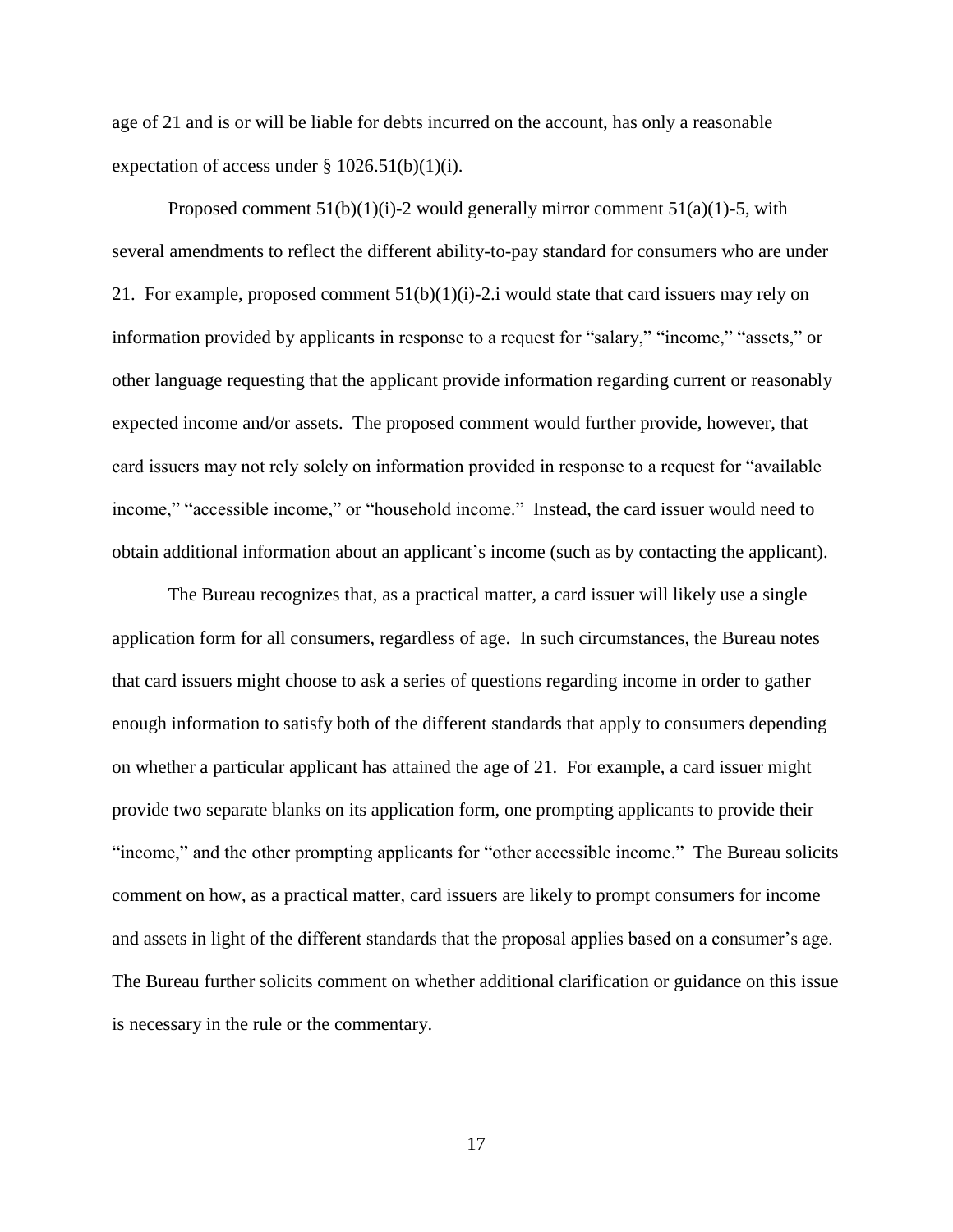age of 21 and is or will be liable for debts incurred on the account, has only a reasonable expectation of access under § 1026.51(b)(1)(i).

Proposed comment 51(b)(1)(i)-2 would generally mirror comment 51(a)(1)-5, with several amendments to reflect the different ability-to-pay standard for consumers who are under 21. For example, proposed comment 51(b)(1)(i)-2.i would state that card issuers may rely on information provided by applicants in response to a request for "salary," "income," "assets," or other language requesting that the applicant provide information regarding current or reasonably expected income and/or assets. The proposed comment would further provide, however, that card issuers may not rely solely on information provided in response to a request for "available income," "accessible income," or "household income." Instead, the card issuer would need to obtain additional information about an applicant's income (such as by contacting the applicant).

The Bureau recognizes that, as a practical matter, a card issuer will likely use a single application form for all consumers, regardless of age. In such circumstances, the Bureau notes that card issuers might choose to ask a series of questions regarding income in order to gather enough information to satisfy both of the different standards that apply to consumers depending on whether a particular applicant has attained the age of 21. For example, a card issuer might provide two separate blanks on its application form, one prompting applicants to provide their "income," and the other prompting applicants for "other accessible income." The Bureau solicits comment on how, as a practical matter, card issuers are likely to prompt consumers for income and assets in light of the different standards that the proposal applies based on a consumer's age. The Bureau further solicits comment on whether additional clarification or guidance on this issue is necessary in the rule or the commentary.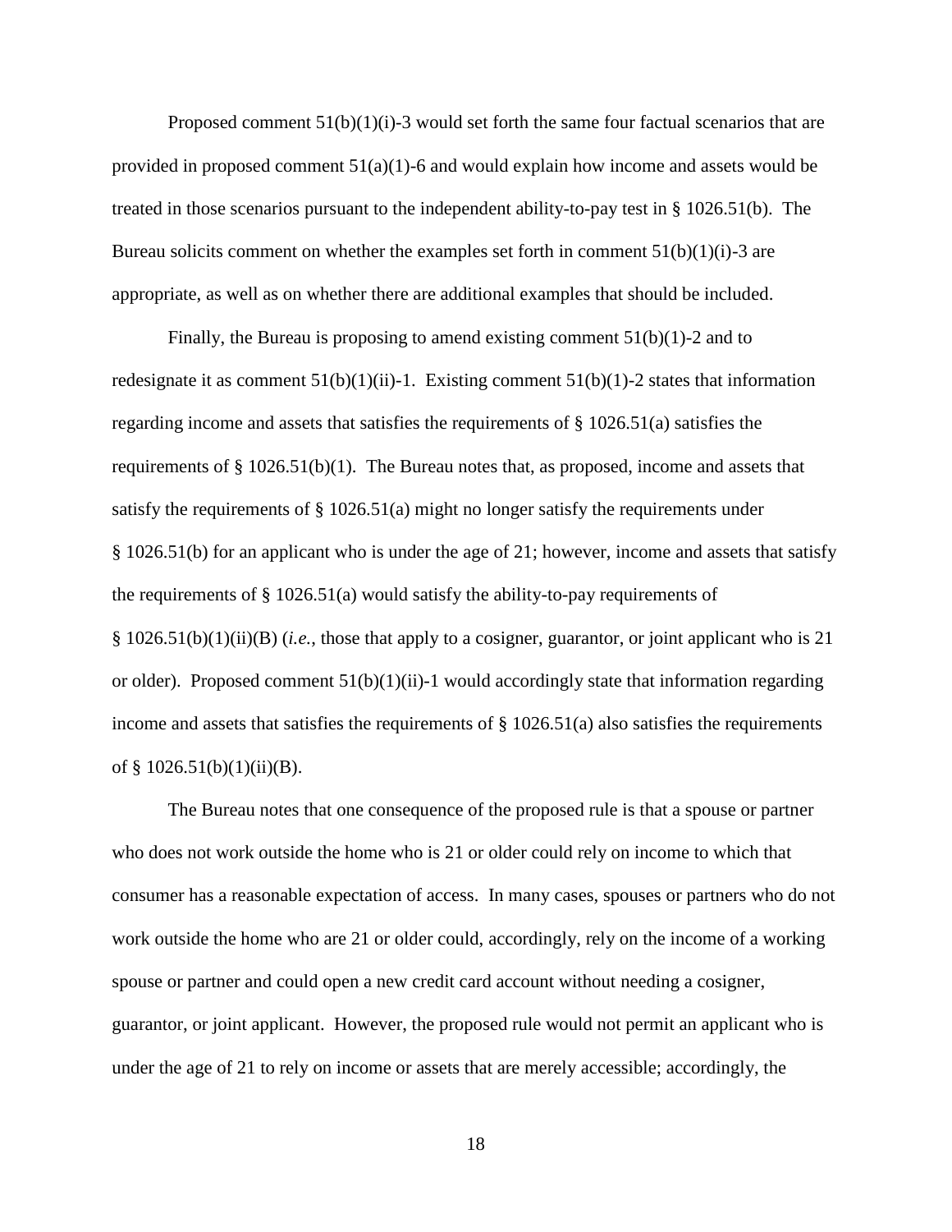Proposed comment 51(b)(1)(i)-3 would set forth the same four factual scenarios that are provided in proposed comment 51(a)(1)-6 and would explain how income and assets would be treated in those scenarios pursuant to the independent ability-to-pay test in § 1026.51(b). The Bureau solicits comment on whether the examples set forth in comment 51(b)(1)(i)-3 are appropriate, as well as on whether there are additional examples that should be included.

Finally, the Bureau is proposing to amend existing comment 51(b)(1)-2 and to redesignate it as comment 51(b)(1)(ii)-1. Existing comment 51(b)(1)-2 states that information regarding income and assets that satisfies the requirements of § 1026.51(a) satisfies the requirements of § 1026.51(b)(1). The Bureau notes that, as proposed, income and assets that satisfy the requirements of § 1026.51(a) might no longer satisfy the requirements under § 1026.51(b) for an applicant who is under the age of 21; however, income and assets that satisfy the requirements of § 1026.51(a) would satisfy the ability-to-pay requirements of § 1026.51(b)(1)(ii)(B) (*i.e.*, those that apply to a cosigner, guarantor, or joint applicant who is 21 or older). Proposed comment 51(b)(1)(ii)-1 would accordingly state that information regarding income and assets that satisfies the requirements of § 1026.51(a) also satisfies the requirements of § 1026.51(b)(1)(ii)(B).

The Bureau notes that one consequence of the proposed rule is that a spouse or partner who does not work outside the home who is 21 or older could rely on income to which that consumer has a reasonable expectation of access. In many cases, spouses or partners who do not work outside the home who are 21 or older could, accordingly, rely on the income of a working spouse or partner and could open a new credit card account without needing a cosigner, guarantor, or joint applicant. However, the proposed rule would not permit an applicant who is under the age of 21 to rely on income or assets that are merely accessible; accordingly, the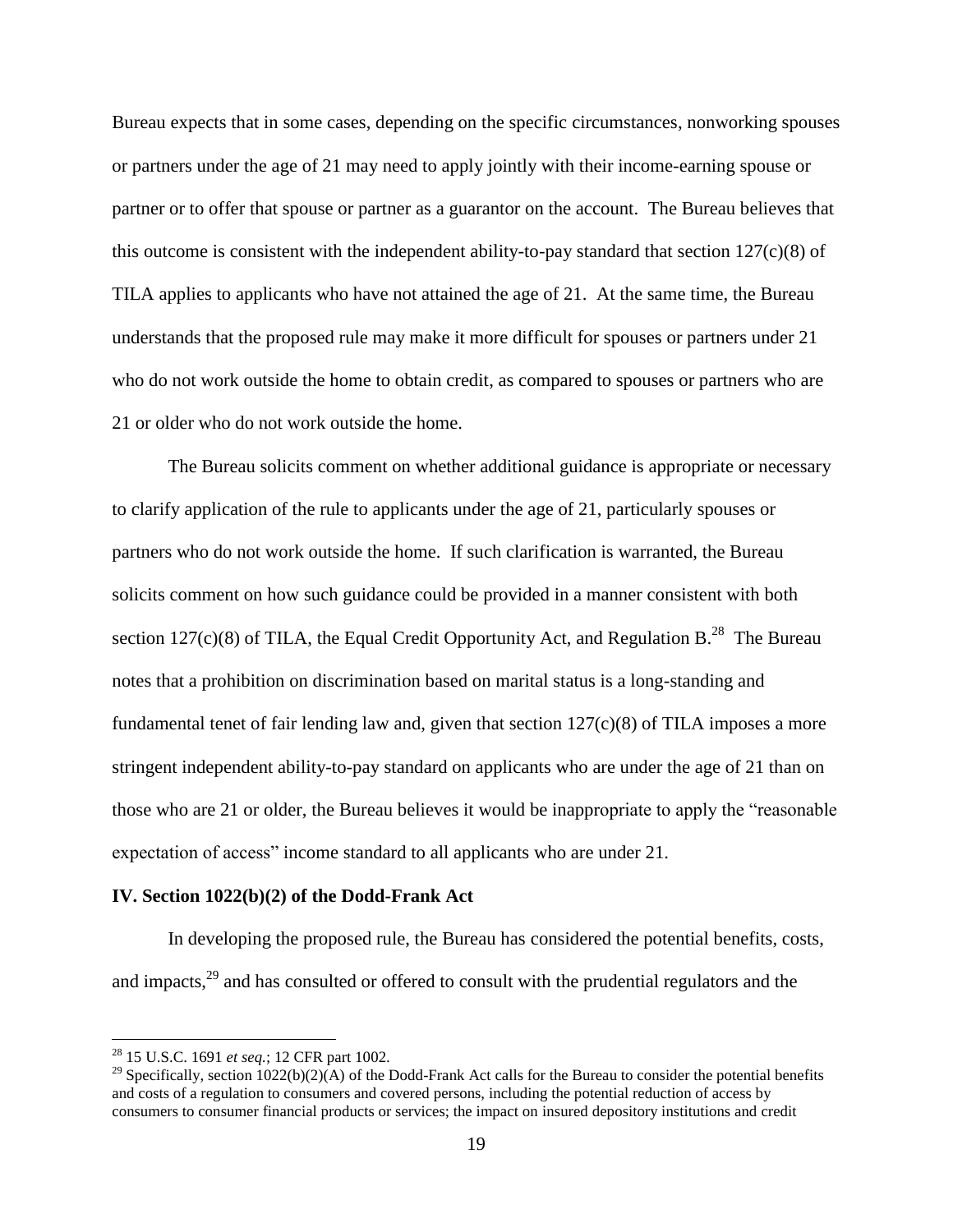Bureau expects that in some cases, depending on the specific circumstances, nonworking spouses or partners under the age of 21 may need to apply jointly with their income-earning spouse or partner or to offer that spouse or partner as a guarantor on the account. The Bureau believes that this outcome is consistent with the independent ability-to-pay standard that section 127(c)(8) of TILA applies to applicants who have not attained the age of 21. At the same time, the Bureau understands that the proposed rule may make it more difficult for spouses or partners under 21 who do not work outside the home to obtain credit, as compared to spouses or partners who are 21 or older who do not work outside the home.

The Bureau solicits comment on whether additional guidance is appropriate or necessary to clarify application of the rule to applicants under the age of 21, particularly spouses or partners who do not work outside the home. If such clarification is warranted, the Bureau solicits comment on how such guidance could be provided in a manner consistent with both section 127(c)(8) of TILA, the Equal Credit Opportunity Act, and Regulation B.[28] The Bureau notes that a prohibition on discrimination based on marital status is a long-standing and fundamental tenet of fair lending law and, given that section 127(c)(8) of TILA imposes a more stringent independent ability-to-pay standard on applicants who are under the age of 21 than on those who are 21 or older, the Bureau believes it would be inappropriate to apply the "reasonable expectation of access" income standard to all applicants who are under 21.

## IV. Section 1022(b)(2) of the Dodd-Frank Act

In developing the proposed rule, the Bureau has considered the potential benefits, costs, and impacts,[29] and has consulted or offered to consult with the prudential regulators and the

---

[28] 15 U.S.C. 1691 *et seq.*; 12 CFR part 1002.

[29] Specifically, section 1022(b)(2)(A) of the Dodd-Frank Act calls for the Bureau to consider the potential benefits and costs of a regulation to consumers and covered persons, including the potential reduction of access by consumers to consumer financial products or services; the impact on insured depository institutions and credit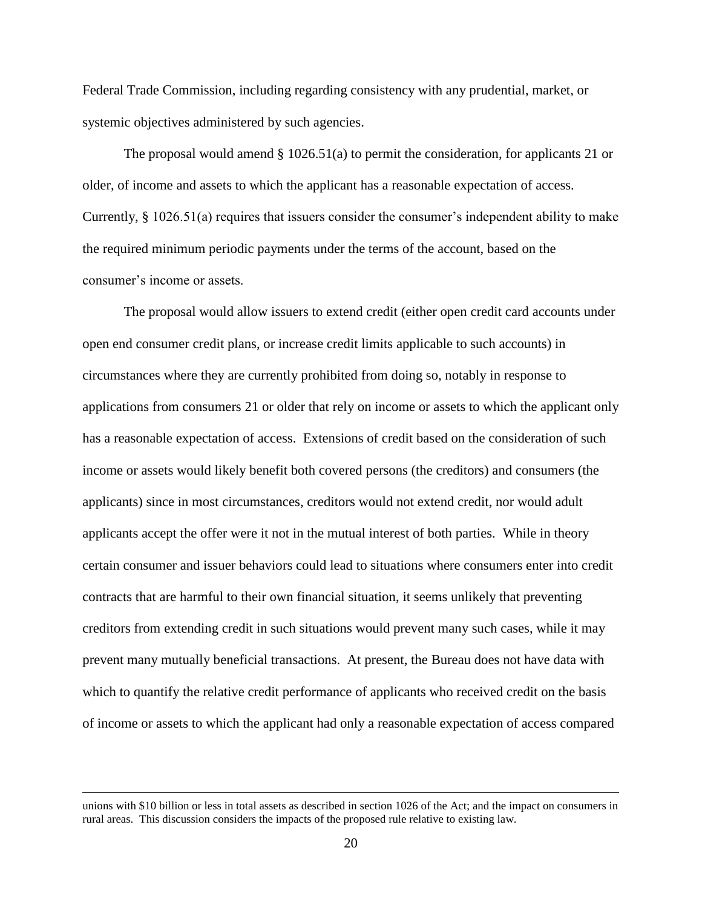Federal Trade Commission, including regarding consistency with any prudential, market, or systemic objectives administered by such agencies.

The proposal would amend § 1026.51(a) to permit the consideration, for applicants 21 or older, of income and assets to which the applicant has a reasonable expectation of access. Currently, § 1026.51(a) requires that issuers consider the consumer's independent ability to make the required minimum periodic payments under the terms of the account, based on the consumer's income or assets.

The proposal would allow issuers to extend credit (either open credit card accounts under open end consumer credit plans, or increase credit limits applicable to such accounts) in circumstances where they are currently prohibited from doing so, notably in response to applications from consumers 21 or older that rely on income or assets to which the applicant only has a reasonable expectation of access. Extensions of credit based on the consideration of such income or assets would likely benefit both covered persons (the creditors) and consumers (the applicants) since in most circumstances, creditors would not extend credit, nor would adult applicants accept the offer were it not in the mutual interest of both parties. While in theory certain consumer and issuer behaviors could lead to situations where consumers enter into credit contracts that are harmful to their own financial situation, it seems unlikely that preventing creditors from extending credit in such situations would prevent many such cases, while it may prevent many mutually beneficial transactions. At present, the Bureau does not have data with which to quantify the relative credit performance of applicants who received credit on the basis of income or assets to which the applicant had only a reasonable expectation of access compared

---

unions with $10 billion or less in total assets as described in section 1026 of the Act; and the impact on consumers in rural areas. This discussion considers the impacts of the proposed rule relative to existing law.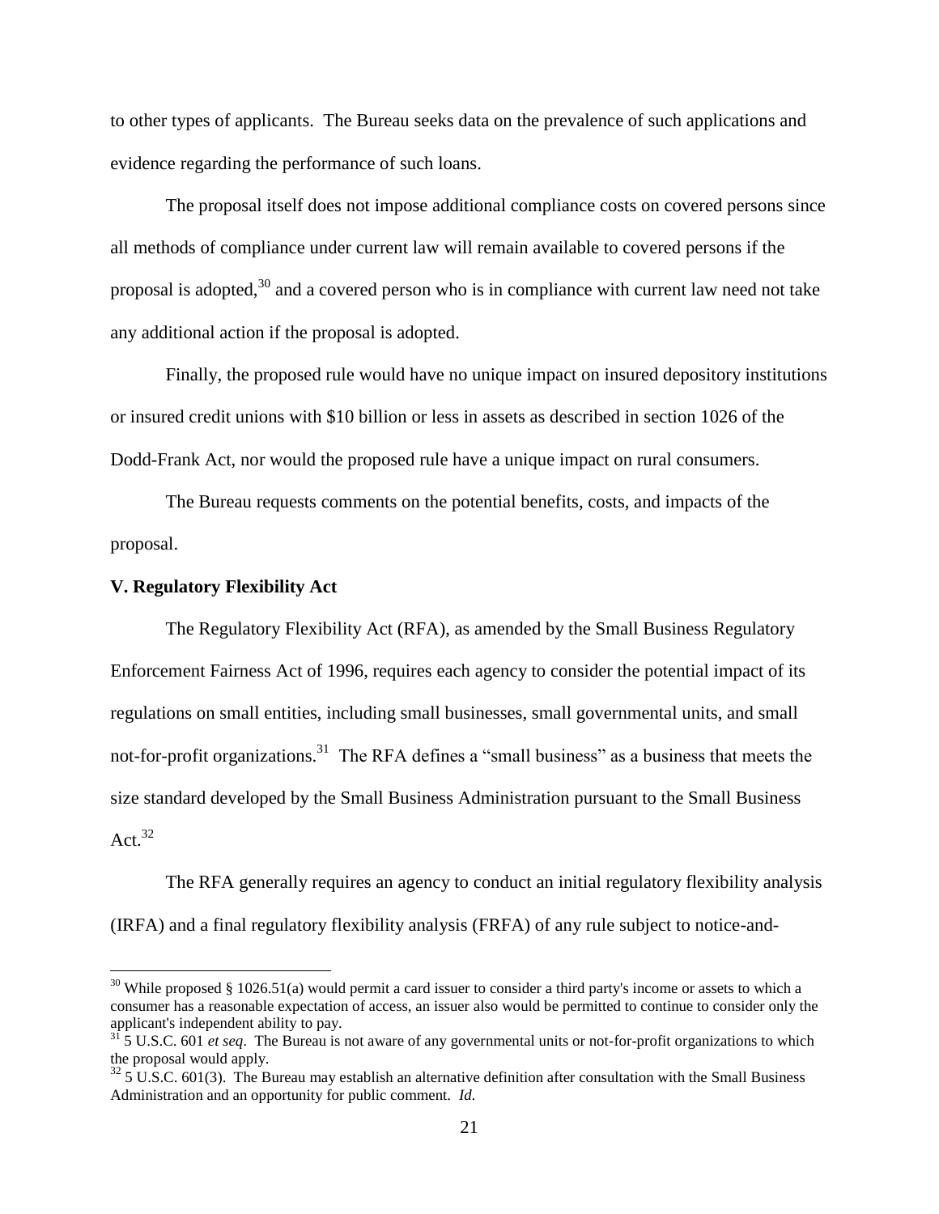to other types of applicants. The Bureau seeks data on the prevalence of such applications and evidence regarding the performance of such loans.

The proposal itself does not impose additional compliance costs on covered persons since all methods of compliance under current law will remain available to covered persons if the proposal is adopted,[30] and a covered person who is in compliance with current law need not take any additional action if the proposal is adopted.

Finally, the proposed rule would have no unique impact on insured depository institutions or insured credit unions with $10 billion or less in assets as described in section 1026 of the Dodd-Frank Act, nor would the proposed rule have a unique impact on rural consumers.

The Bureau requests comments on the potential benefits, costs, and impacts of the proposal.

**V. Regulatory Flexibility Act**

The Regulatory Flexibility Act (RFA), as amended by the Small Business Regulatory Enforcement Fairness Act of 1996, requires each agency to consider the potential impact of its regulations on small entities, including small businesses, small governmental units, and small not-for-profit organizations.[31] The RFA defines a "small business" as a business that meets the size standard developed by the Small Business Administration pursuant to the Small Business Act.[32]

The RFA generally requires an agency to conduct an initial regulatory flexibility analysis (IRFA) and a final regulatory flexibility analysis (FRFA) of any rule subject to notice-and-

---

[30] While proposed § 1026.51(a) would permit a card issuer to consider a third party's income or assets to which a consumer has a reasonable expectation of access, an issuer also would be permitted to continue to consider only the applicant's independent ability to pay.

[31] 5 U.S.C. 601 *et seq*. The Bureau is not aware of any governmental units or not-for-profit organizations to which the proposal would apply.

[32] 5 U.S.C. 601(3). The Bureau may establish an alternative definition after consultation with the Small Business Administration and an opportunity for public comment. *Id.*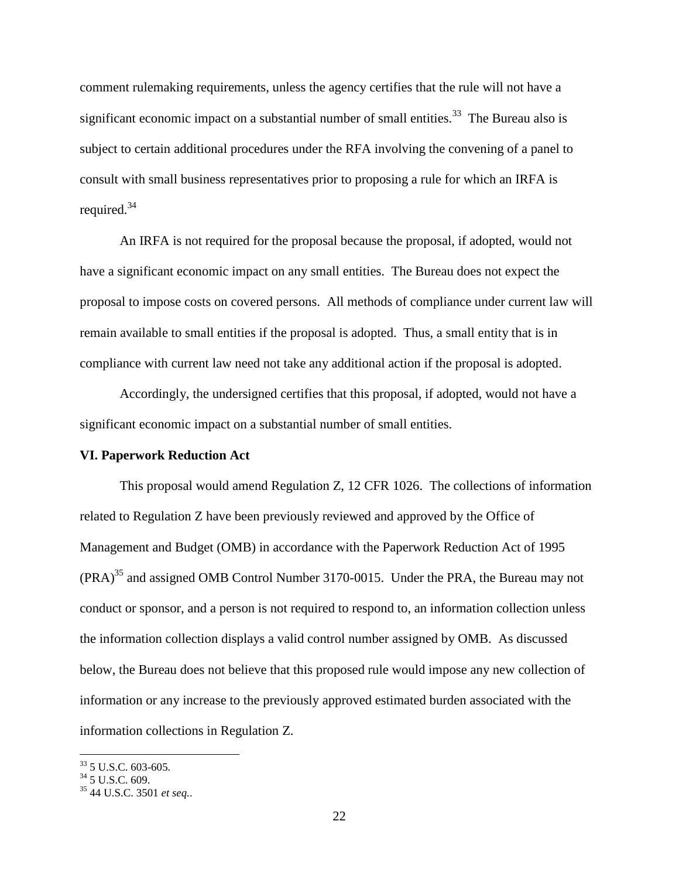comment rulemaking requirements, unless the agency certifies that the rule will not have a significant economic impact on a substantial number of small entities.[33] The Bureau also is subject to certain additional procedures under the RFA involving the convening of a panel to consult with small business representatives prior to proposing a rule for which an IRFA is required.[34]

An IRFA is not required for the proposal because the proposal, if adopted, would not have a significant economic impact on any small entities. The Bureau does not expect the proposal to impose costs on covered persons. All methods of compliance under current law will remain available to small entities if the proposal is adopted. Thus, a small entity that is in compliance with current law need not take any additional action if the proposal is adopted.

Accordingly, the undersigned certifies that this proposal, if adopted, would not have a significant economic impact on a substantial number of small entities.

**VI. Paperwork Reduction Act**

This proposal would amend Regulation Z, 12 CFR 1026. The collections of information related to Regulation Z have been previously reviewed and approved by the Office of Management and Budget (OMB) in accordance with the Paperwork Reduction Act of 1995 (PRA)[35] and assigned OMB Control Number 3170-0015. Under the PRA, the Bureau may not conduct or sponsor, and a person is not required to respond to, an information collection unless the information collection displays a valid control number assigned by OMB. As discussed below, the Bureau does not believe that this proposed rule would impose any new collection of information or any increase to the previously approved estimated burden associated with the information collections in Regulation Z.

---

[33] 5 U.S.C. 603-605.

[34] 5 U.S.C. 609.

[35] 44 U.S.C. 3501 *et seq.*.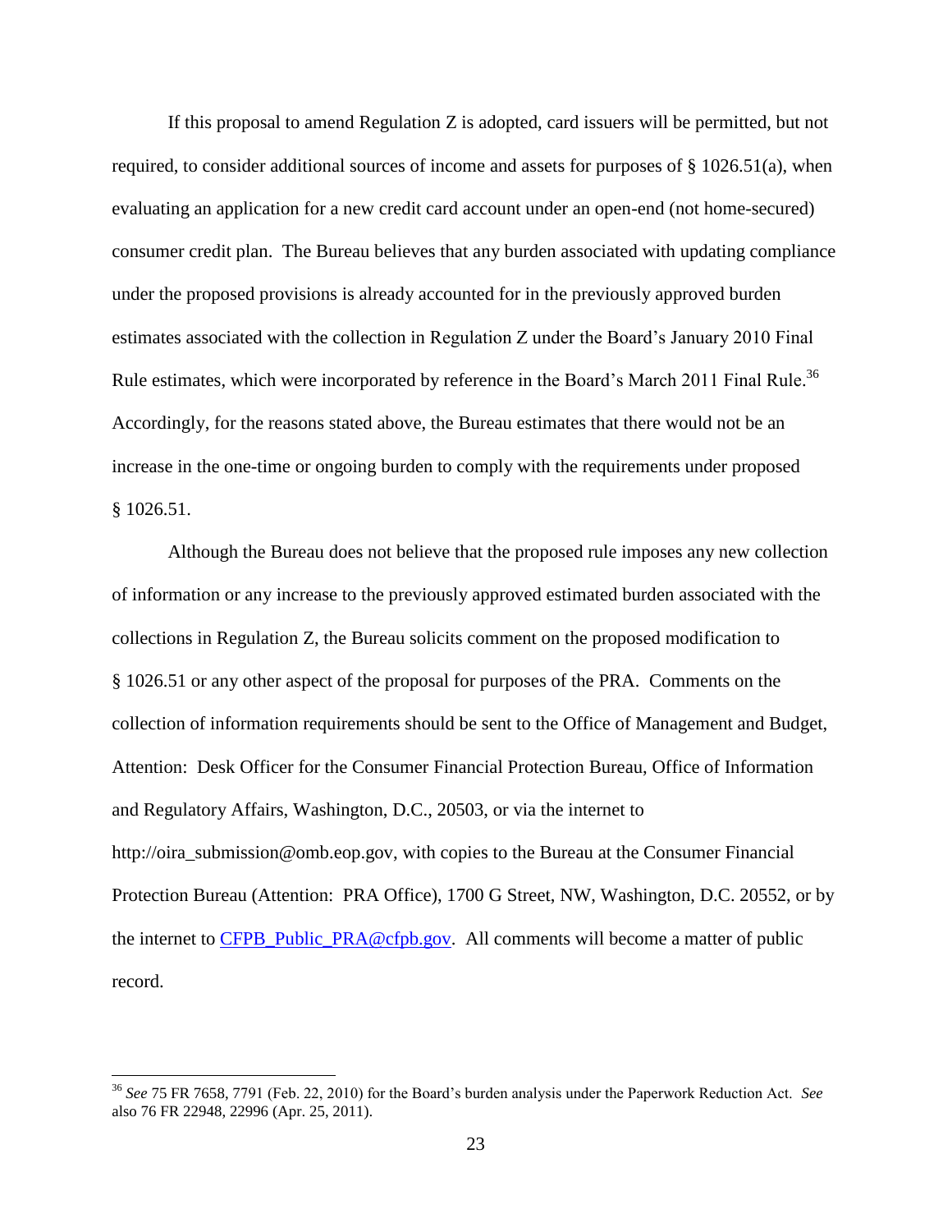If this proposal to amend Regulation Z is adopted, card issuers will be permitted, but not required, to consider additional sources of income and assets for purposes of § 1026.51(a), when evaluating an application for a new credit card account under an open-end (not home-secured) consumer credit plan. The Bureau believes that any burden associated with updating compliance under the proposed provisions is already accounted for in the previously approved burden estimates associated with the collection in Regulation Z under the Board's January 2010 Final Rule estimates, which were incorporated by reference in the Board's March 2011 Final Rule.[36] Accordingly, for the reasons stated above, the Bureau estimates that there would not be an increase in the one-time or ongoing burden to comply with the requirements under proposed § 1026.51.

Although the Bureau does not believe that the proposed rule imposes any new collection of information or any increase to the previously approved estimated burden associated with the collections in Regulation Z, the Bureau solicits comment on the proposed modification to § 1026.51 or any other aspect of the proposal for purposes of the PRA. Comments on the collection of information requirements should be sent to the Office of Management and Budget, Attention: Desk Officer for the Consumer Financial Protection Bureau, Office of Information and Regulatory Affairs, Washington, D.C., 20503, or via the internet to http://oira_submission@omb.eop.gov, with copies to the Bureau at the Consumer Financial Protection Bureau (Attention: PRA Office), 1700 G Street, NW, Washington, D.C. 20552, or by the internet to CFPB_Public_PRA@cfpb.gov. All comments will become a matter of public record.

---

[36] *See* 75 FR 7658, 7791 (Feb. 22, 2010) for the Board's burden analysis under the Paperwork Reduction Act. *See* also 76 FR 22948, 22996 (Apr. 25, 2011).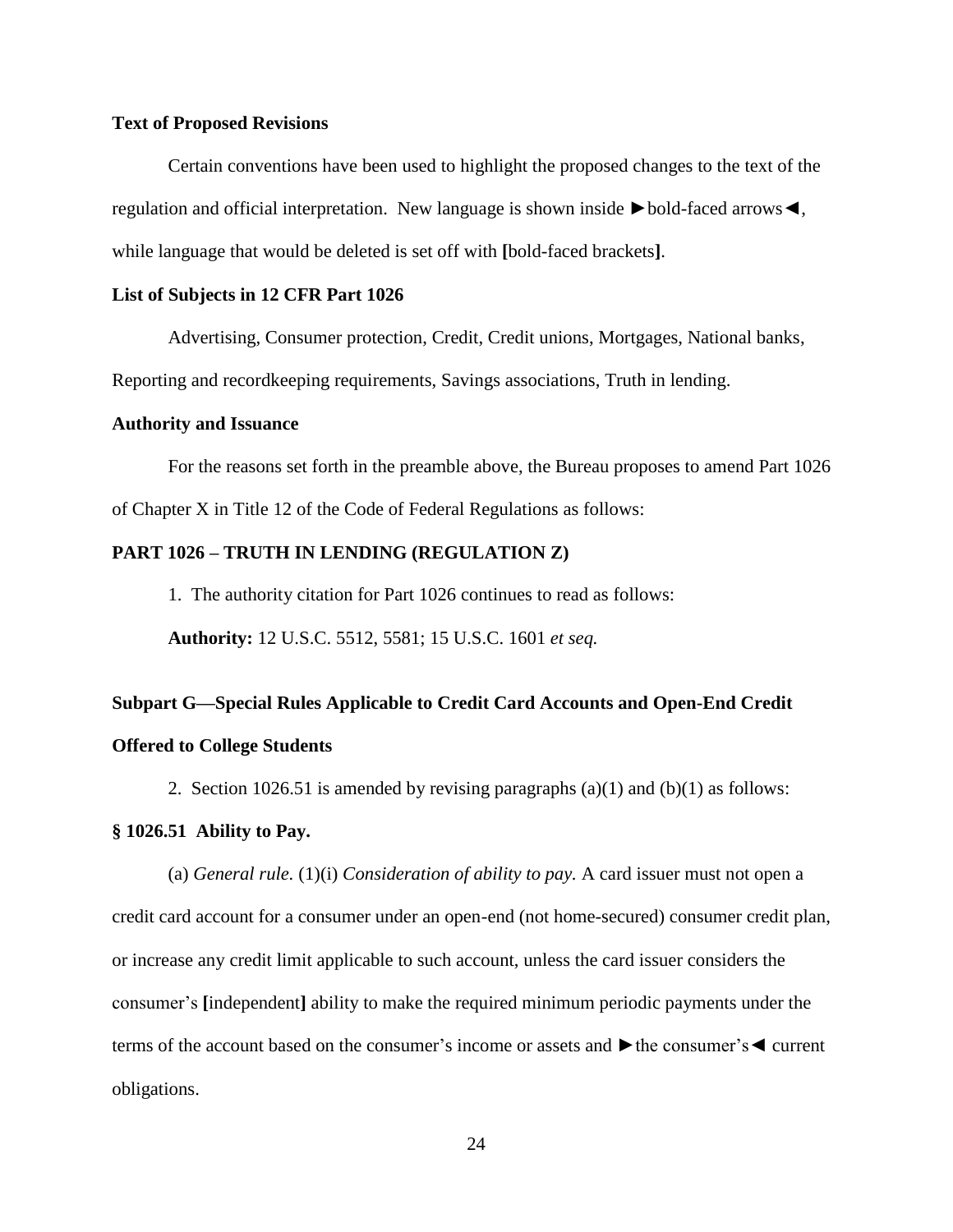**Text of Proposed Revisions**

Certain conventions have been used to highlight the proposed changes to the text of the regulation and official interpretation. New language is shown inside ►bold-faced arrows◄, while language that would be deleted is set off with **[**bold-faced brackets**]**.

**List of Subjects in 12 CFR Part 1026**

Advertising, Consumer protection, Credit, Credit unions, Mortgages, National banks, Reporting and recordkeeping requirements, Savings associations, Truth in lending.

**Authority and Issuance**

For the reasons set forth in the preamble above, the Bureau proposes to amend Part 1026 of Chapter X in Title 12 of the Code of Federal Regulations as follows:

**PART 1026 – TRUTH IN LENDING (REGULATION Z)**

1. The authority citation for Part 1026 continues to read as follows:

**Authority:** 12 U.S.C. 5512, 5581; 15 U.S.C. 1601 *et seq.*

**Subpart G—Special Rules Applicable to Credit Card Accounts and Open-End Credit Offered to College Students**

2. Section 1026.51 is amended by revising paragraphs (a)(1) and (b)(1) as follows:

**§ 1026.51 Ability to Pay.**

(a) *General rule.* (1)(i) *Consideration of ability to pay.* A card issuer must not open a credit card account for a consumer under an open-end (not home-secured) consumer credit plan, or increase any credit limit applicable to such account, unless the card issuer considers the consumer's **[**independent**]** ability to make the required minimum periodic payments under the terms of the account based on the consumer's income or assets and ►the consumer's◄ current obligations.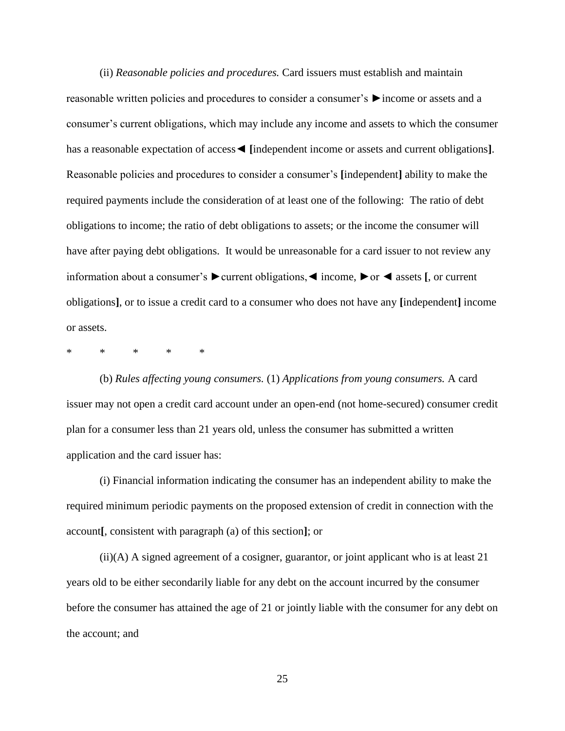(ii) *Reasonable policies and procedures.* Card issuers must establish and maintain reasonable written policies and procedures to consider a consumer's ►income or assets and a consumer's current obligations, which may include any income and assets to which the consumer has a reasonable expectation of access◄ **[**independent income or assets and current obligations**]**. Reasonable policies and procedures to consider a consumer's **[**independent**]** ability to make the required payments include the consideration of at least one of the following: The ratio of debt obligations to income; the ratio of debt obligations to assets; or the income the consumer will have after paying debt obligations. It would be unreasonable for a card issuer to not review any information about a consumer's ►current obligations,◄ income, ►or ◄ assets **[**, or current obligations**]**, or to issue a credit card to a consumer who does not have any **[**independent**]** income or assets.

\* \* \* \* \*

(b) *Rules affecting young consumers.* (1) *Applications from young consumers.* A card issuer may not open a credit card account under an open-end (not home-secured) consumer credit plan for a consumer less than 21 years old, unless the consumer has submitted a written application and the card issuer has:

(i) Financial information indicating the consumer has an independent ability to make the required minimum periodic payments on the proposed extension of credit in connection with the account**[**, consistent with paragraph (a) of this section**]**; or

(ii)(A) A signed agreement of a cosigner, guarantor, or joint applicant who is at least 21 years old to be either secondarily liable for any debt on the account incurred by the consumer before the consumer has attained the age of 21 or jointly liable with the consumer for any debt on the account; and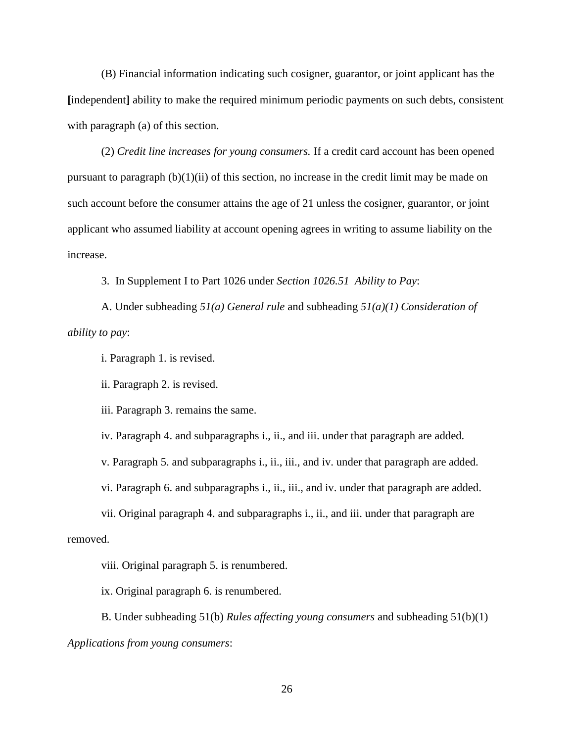(B) Financial information indicating such cosigner, guarantor, or joint applicant has the **[**independent**]** ability to make the required minimum periodic payments on such debts, consistent with paragraph (a) of this section.

(2) *Credit line increases for young consumers.* If a credit card account has been opened pursuant to paragraph (b)(1)(ii) of this section, no increase in the credit limit may be made on such account before the consumer attains the age of 21 unless the cosigner, guarantor, or joint applicant who assumed liability at account opening agrees in writing to assume liability on the increase.

3. In Supplement I to Part 1026 under *Section 1026.51 Ability to Pay*:

A. Under subheading *51(a) General rule* and subheading *51(a)(1) Consideration of ability to pay*:

i. Paragraph 1. is revised.

ii. Paragraph 2. is revised.

iii. Paragraph 3. remains the same.

iv. Paragraph 4. and subparagraphs i., ii., and iii. under that paragraph are added.

v. Paragraph 5. and subparagraphs i., ii., iii., and iv. under that paragraph are added.

vi. Paragraph 6. and subparagraphs i., ii., iii., and iv. under that paragraph are added.

vii. Original paragraph 4. and subparagraphs i., ii., and iii. under that paragraph are removed.

viii. Original paragraph 5. is renumbered.

ix. Original paragraph 6. is renumbered.

B. Under subheading 51(b) *Rules affecting young consumers* and subheading 51(b)(1) *Applications from young consumers*: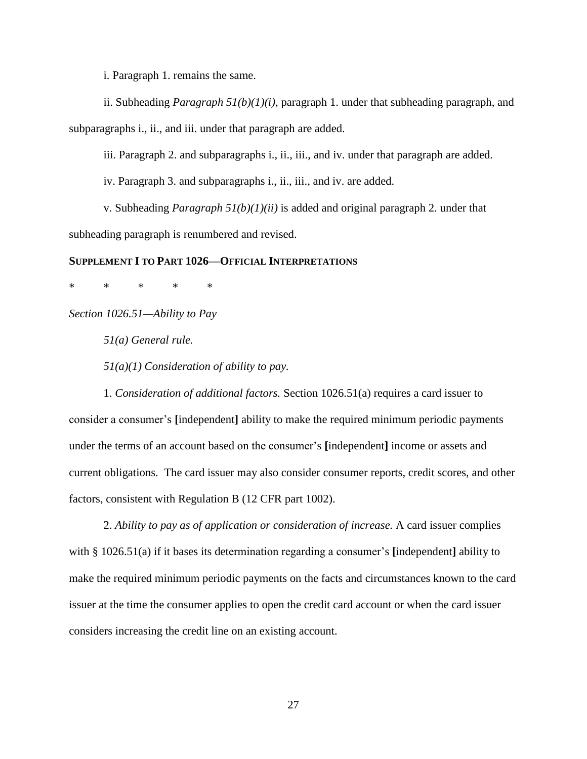i. Paragraph 1. remains the same.

ii. Subheading *Paragraph 51(b)(1)(i)*, paragraph 1. under that subheading paragraph, and subparagraphs i., ii., and iii. under that paragraph are added.

iii. Paragraph 2. and subparagraphs i., ii., iii., and iv. under that paragraph are added.

iv. Paragraph 3. and subparagraphs i., ii., iii., and iv. are added.

v. Subheading *Paragraph 51(b)(1)(ii)* is added and original paragraph 2. under that subheading paragraph is renumbered and revised.

**SUPPLEMENT I TO PART 1026—OFFICIAL INTERPRETATIONS**

\* \* \* \* \*

*Section 1026.51—Ability to Pay*

*51(a) General rule.*

*51(a)(1) Consideration of ability to pay.*

1. *Consideration of additional factors.* Section 1026.51(a) requires a card issuer to consider a consumer's **[**independent**]** ability to make the required minimum periodic payments under the terms of an account based on the consumer's **[**independent**]** income or assets and current obligations. The card issuer may also consider consumer reports, credit scores, and other factors, consistent with Regulation B (12 CFR part 1002).

2. *Ability to pay as of application or consideration of increase.* A card issuer complies with § 1026.51(a) if it bases its determination regarding a consumer's **[**independent**]** ability to make the required minimum periodic payments on the facts and circumstances known to the card issuer at the time the consumer applies to open the credit card account or when the card issuer considers increasing the credit line on an existing account.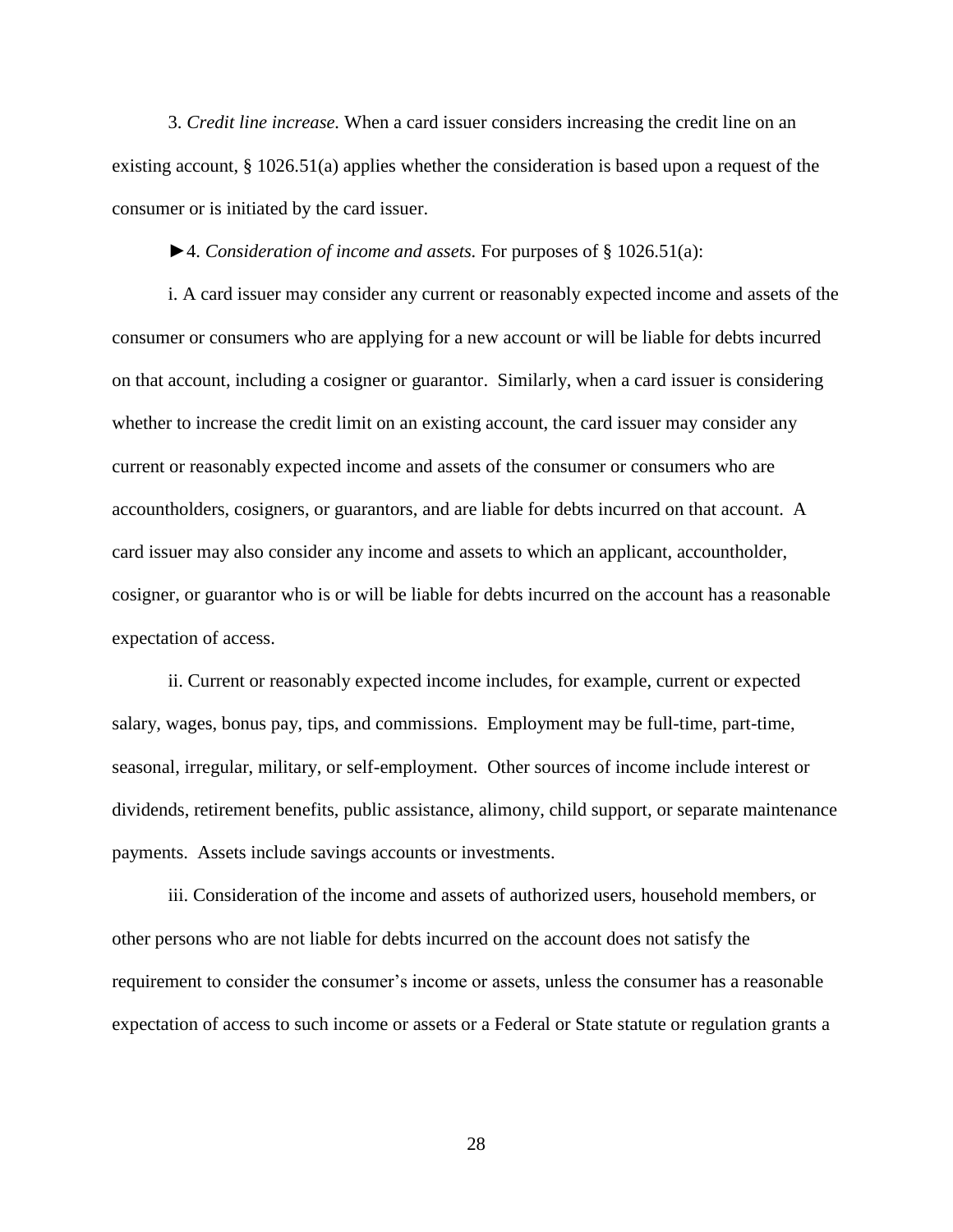3. *Credit line increase.* When a card issuer considers increasing the credit line on an existing account, § 1026.51(a) applies whether the consideration is based upon a request of the consumer or is initiated by the card issuer.

►4. *Consideration of income and assets.* For purposes of § 1026.51(a):

i. A card issuer may consider any current or reasonably expected income and assets of the consumer or consumers who are applying for a new account or will be liable for debts incurred on that account, including a cosigner or guarantor. Similarly, when a card issuer is considering whether to increase the credit limit on an existing account, the card issuer may consider any current or reasonably expected income and assets of the consumer or consumers who are accountholders, cosigners, or guarantors, and are liable for debts incurred on that account. A card issuer may also consider any income and assets to which an applicant, accountholder, cosigner, or guarantor who is or will be liable for debts incurred on the account has a reasonable expectation of access.

ii. Current or reasonably expected income includes, for example, current or expected salary, wages, bonus pay, tips, and commissions. Employment may be full-time, part-time, seasonal, irregular, military, or self-employment. Other sources of income include interest or dividends, retirement benefits, public assistance, alimony, child support, or separate maintenance payments. Assets include savings accounts or investments.

iii. Consideration of the income and assets of authorized users, household members, or other persons who are not liable for debts incurred on the account does not satisfy the requirement to consider the consumer's income or assets, unless the consumer has a reasonable expectation of access to such income or assets or a Federal or State statute or regulation grants a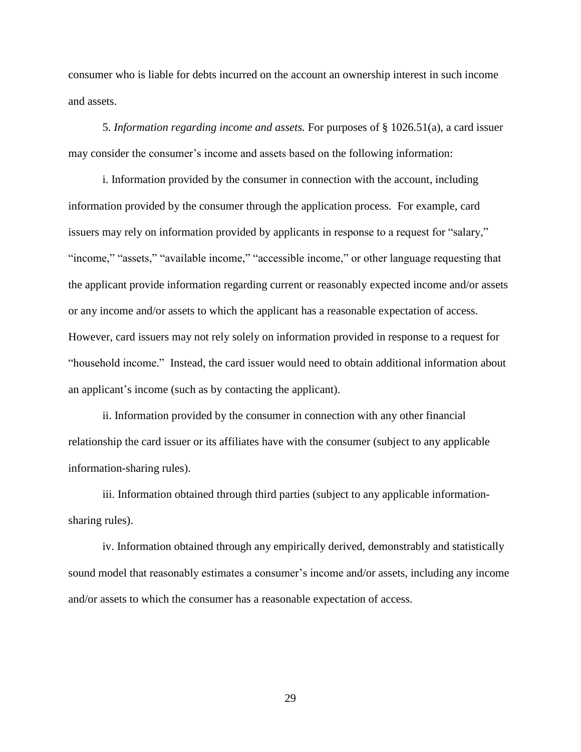consumer who is liable for debts incurred on the account an ownership interest in such income and assets.

5. *Information regarding income and assets.* For purposes of § 1026.51(a), a card issuer may consider the consumer's income and assets based on the following information:

i. Information provided by the consumer in connection with the account, including information provided by the consumer through the application process. For example, card issuers may rely on information provided by applicants in response to a request for "salary," "income," "assets," "available income," "accessible income," or other language requesting that the applicant provide information regarding current or reasonably expected income and/or assets or any income and/or assets to which the applicant has a reasonable expectation of access. However, card issuers may not rely solely on information provided in response to a request for "household income." Instead, the card issuer would need to obtain additional information about an applicant's income (such as by contacting the applicant).

ii. Information provided by the consumer in connection with any other financial relationship the card issuer or its affiliates have with the consumer (subject to any applicable information-sharing rules).

iii. Information obtained through third parties (subject to any applicable information-sharing rules).

iv. Information obtained through any empirically derived, demonstrably and statistically sound model that reasonably estimates a consumer's income and/or assets, including any income and/or assets to which the consumer has a reasonable expectation of access.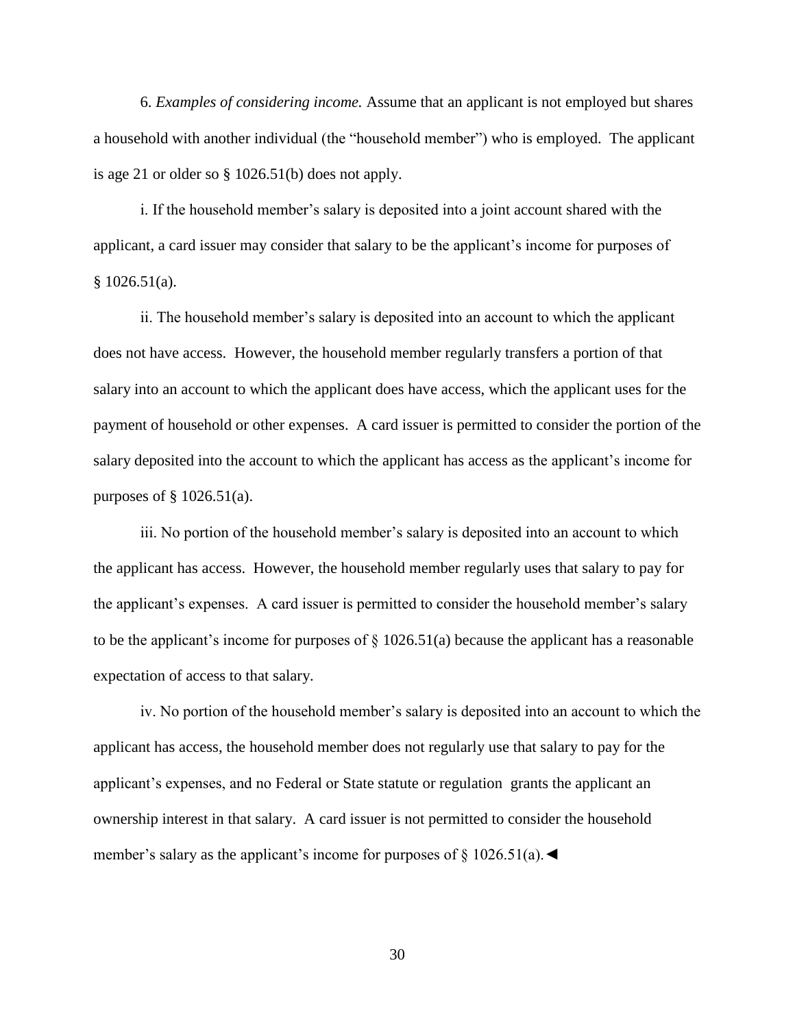6. *Examples of considering income.* Assume that an applicant is not employed but shares a household with another individual (the "household member") who is employed. The applicant is age 21 or older so § 1026.51(b) does not apply.

i. If the household member's salary is deposited into a joint account shared with the applicant, a card issuer may consider that salary to be the applicant's income for purposes of § 1026.51(a).

ii. The household member's salary is deposited into an account to which the applicant does not have access. However, the household member regularly transfers a portion of that salary into an account to which the applicant does have access, which the applicant uses for the payment of household or other expenses. A card issuer is permitted to consider the portion of the salary deposited into the account to which the applicant has access as the applicant's income for purposes of § 1026.51(a).

iii. No portion of the household member's salary is deposited into an account to which the applicant has access. However, the household member regularly uses that salary to pay for the applicant's expenses. A card issuer is permitted to consider the household member's salary to be the applicant's income for purposes of § 1026.51(a) because the applicant has a reasonable expectation of access to that salary.

iv. No portion of the household member's salary is deposited into an account to which the applicant has access, the household member does not regularly use that salary to pay for the applicant's expenses, and no Federal or State statute or regulation grants the applicant an ownership interest in that salary. A card issuer is not permitted to consider the household member's salary as the applicant's income for purposes of § 1026.51(a).◄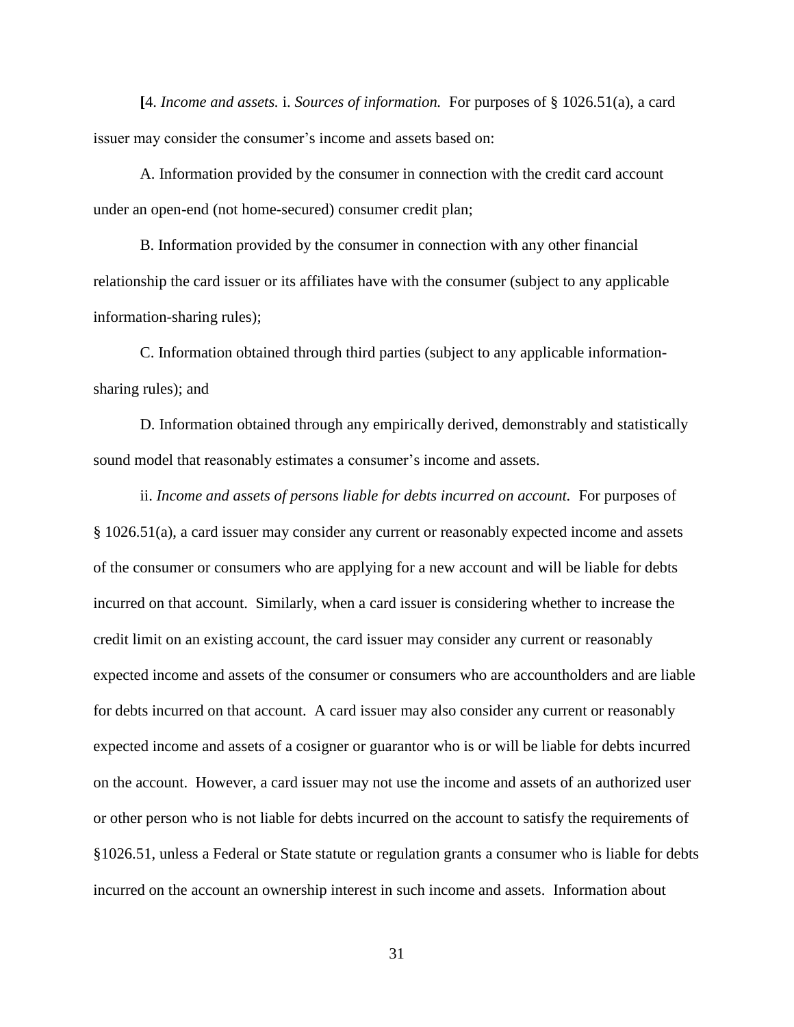[4. *Income and assets.* i. *Sources of information.* For purposes of § 1026.51(a), a card issuer may consider the consumer's income and assets based on:

A. Information provided by the consumer in connection with the credit card account under an open-end (not home-secured) consumer credit plan;

B. Information provided by the consumer in connection with any other financial relationship the card issuer or its affiliates have with the consumer (subject to any applicable information-sharing rules);

C. Information obtained through third parties (subject to any applicable information-sharing rules); and

D. Information obtained through any empirically derived, demonstrably and statistically sound model that reasonably estimates a consumer's income and assets.

ii. *Income and assets of persons liable for debts incurred on account.* For purposes of § 1026.51(a), a card issuer may consider any current or reasonably expected income and assets of the consumer or consumers who are applying for a new account and will be liable for debts incurred on that account. Similarly, when a card issuer is considering whether to increase the credit limit on an existing account, the card issuer may consider any current or reasonably expected income and assets of the consumer or consumers who are accountholders and are liable for debts incurred on that account. A card issuer may also consider any current or reasonably expected income and assets of a cosigner or guarantor who is or will be liable for debts incurred on the account. However, a card issuer may not use the income and assets of an authorized user or other person who is not liable for debts incurred on the account to satisfy the requirements of §1026.51, unless a Federal or State statute or regulation grants a consumer who is liable for debts incurred on the account an ownership interest in such income and assets. Information about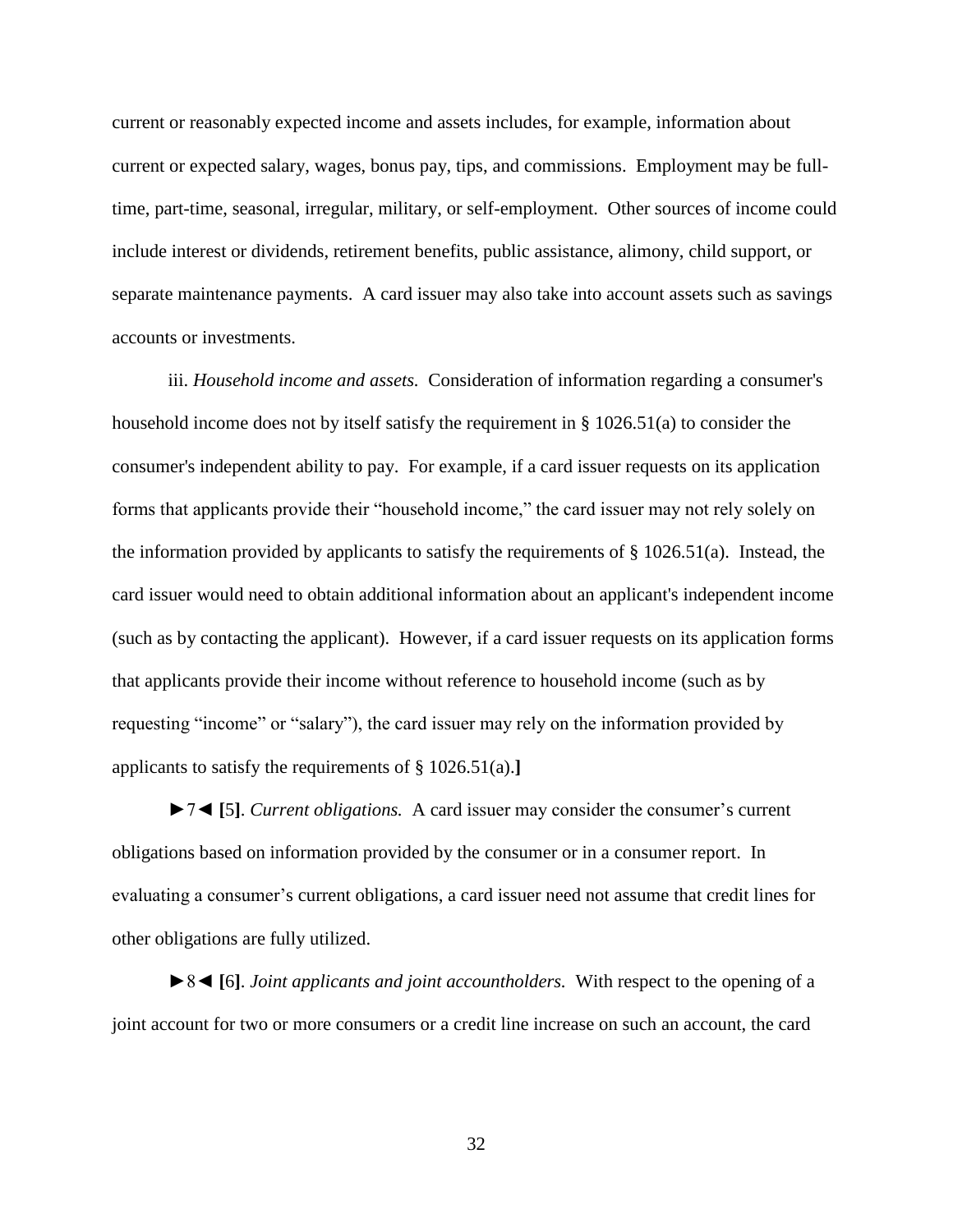current or reasonably expected income and assets includes, for example, information about current or expected salary, wages, bonus pay, tips, and commissions. Employment may be full-time, part-time, seasonal, irregular, military, or self-employment. Other sources of income could include interest or dividends, retirement benefits, public assistance, alimony, child support, or separate maintenance payments. A card issuer may also take into account assets such as savings accounts or investments.

iii. *Household income and assets.* Consideration of information regarding a consumer's household income does not by itself satisfy the requirement in § 1026.51(a) to consider the consumer's independent ability to pay. For example, if a card issuer requests on its application forms that applicants provide their "household income," the card issuer may not rely solely on the information provided by applicants to satisfy the requirements of § 1026.51(a). Instead, the card issuer would need to obtain additional information about an applicant's independent income (such as by contacting the applicant). However, if a card issuer requests on its application forms that applicants provide their income without reference to household income (such as by requesting "income" or "salary"), the card issuer may rely on the information provided by applicants to satisfy the requirements of § 1026.51(a).**]**

►7◄ **[**5**]**. *Current obligations.* A card issuer may consider the consumer's current obligations based on information provided by the consumer or in a consumer report. In evaluating a consumer's current obligations, a card issuer need not assume that credit lines for other obligations are fully utilized.

►8◄ **[**6**]**. *Joint applicants and joint accountholders.* With respect to the opening of a joint account for two or more consumers or a credit line increase on such an account, the card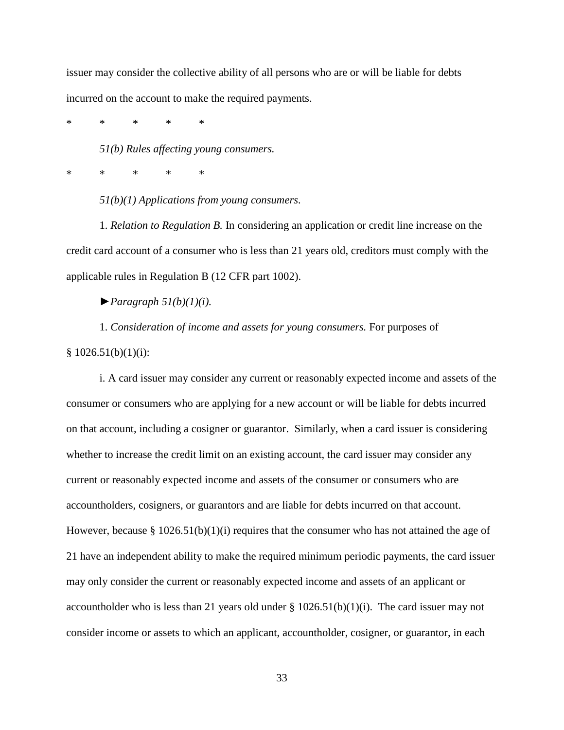issuer may consider the collective ability of all persons who are or will be liable for debts incurred on the account to make the required payments.

\*          \*          \*          \*          \*

*51(b) Rules affecting young consumers.*

\*          \*          \*          \*          \*

*51(b)(1) Applications from young consumers.*

1. *Relation to Regulation B.* In considering an application or credit line increase on the credit card account of a consumer who is less than 21 years old, creditors must comply with the applicable rules in Regulation B (12 CFR part 1002).

►*Paragraph 51(b)(1)(i).*

1. *Consideration of income and assets for young consumers.* For purposes of § 1026.51(b)(1)(i):

i. A card issuer may consider any current or reasonably expected income and assets of the consumer or consumers who are applying for a new account or will be liable for debts incurred on that account, including a cosigner or guarantor. Similarly, when a card issuer is considering whether to increase the credit limit on an existing account, the card issuer may consider any current or reasonably expected income and assets of the consumer or consumers who are accountholders, cosigners, or guarantors and are liable for debts incurred on that account. However, because § 1026.51(b)(1)(i) requires that the consumer who has not attained the age of 21 have an independent ability to make the required minimum periodic payments, the card issuer may only consider the current or reasonably expected income and assets of an applicant or accountholder who is less than 21 years old under § 1026.51(b)(1)(i). The card issuer may not consider income or assets to which an applicant, accountholder, cosigner, or guarantor, in each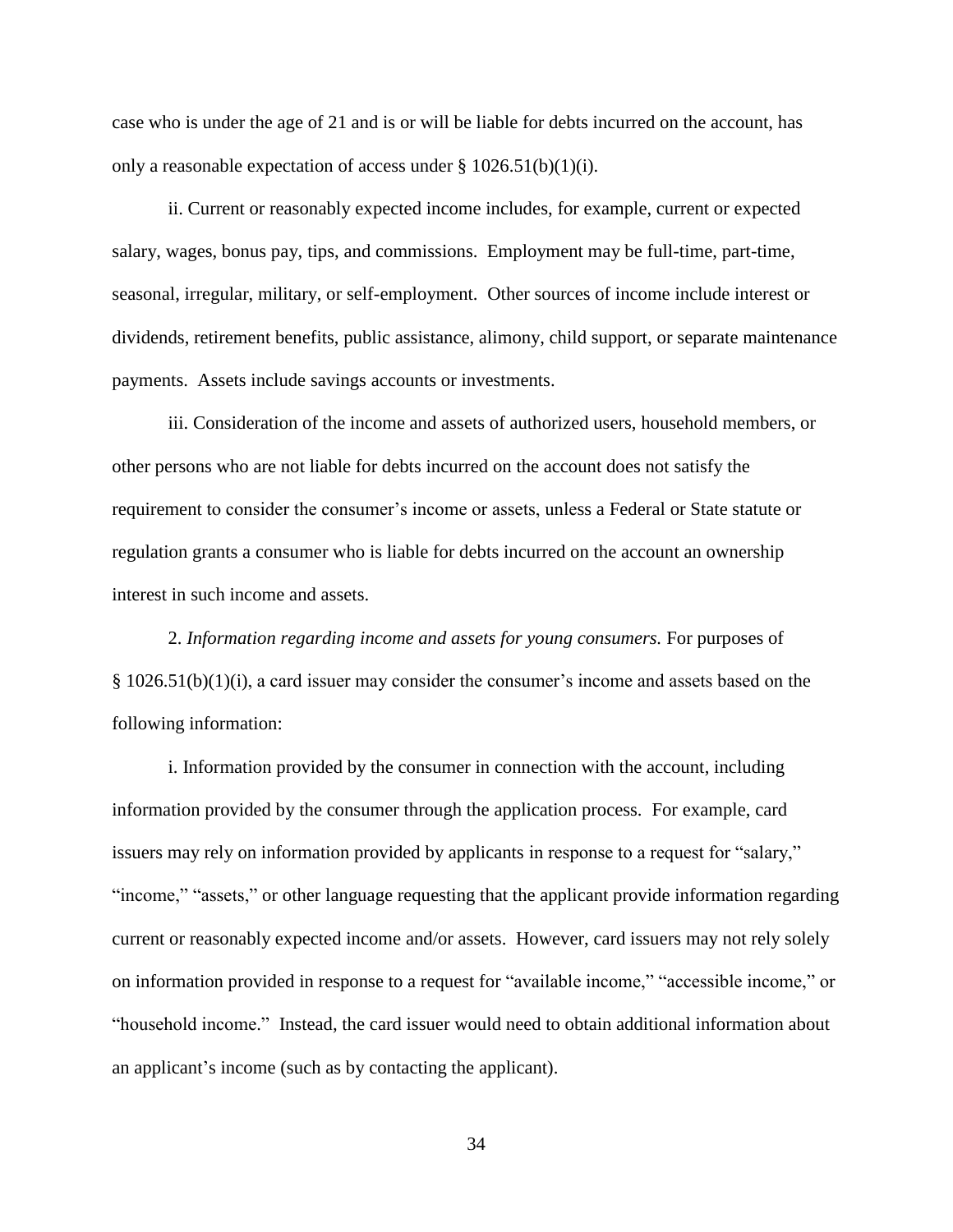case who is under the age of 21 and is or will be liable for debts incurred on the account, has only a reasonable expectation of access under § 1026.51(b)(1)(i).

ii. Current or reasonably expected income includes, for example, current or expected salary, wages, bonus pay, tips, and commissions. Employment may be full-time, part-time, seasonal, irregular, military, or self-employment. Other sources of income include interest or dividends, retirement benefits, public assistance, alimony, child support, or separate maintenance payments. Assets include savings accounts or investments.

iii. Consideration of the income and assets of authorized users, household members, or other persons who are not liable for debts incurred on the account does not satisfy the requirement to consider the consumer's income or assets, unless a Federal or State statute or regulation grants a consumer who is liable for debts incurred on the account an ownership interest in such income and assets.

2. *Information regarding income and assets for young consumers.* For purposes of § 1026.51(b)(1)(i), a card issuer may consider the consumer's income and assets based on the following information:

i. Information provided by the consumer in connection with the account, including information provided by the consumer through the application process. For example, card issuers may rely on information provided by applicants in response to a request for "salary," "income," "assets," or other language requesting that the applicant provide information regarding current or reasonably expected income and/or assets. However, card issuers may not rely solely on information provided in response to a request for "available income," "accessible income," or "household income." Instead, the card issuer would need to obtain additional information about an applicant's income (such as by contacting the applicant).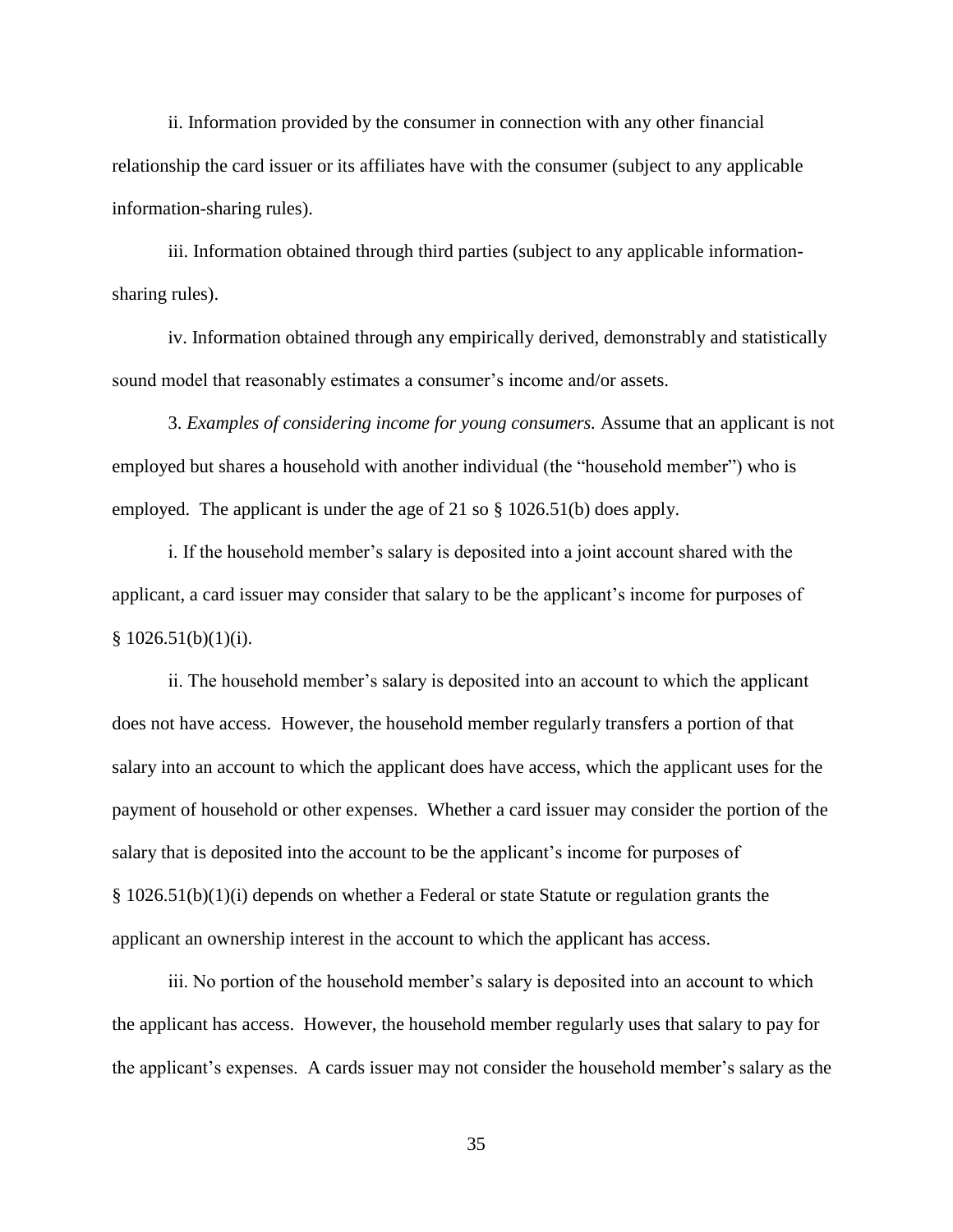ii. Information provided by the consumer in connection with any other financial relationship the card issuer or its affiliates have with the consumer (subject to any applicable information-sharing rules).

iii. Information obtained through third parties (subject to any applicable information-sharing rules).

iv. Information obtained through any empirically derived, demonstrably and statistically sound model that reasonably estimates a consumer's income and/or assets.

3. *Examples of considering income for young consumers.* Assume that an applicant is not employed but shares a household with another individual (the "household member") who is employed. The applicant is under the age of 21 so § 1026.51(b) does apply.

i. If the household member's salary is deposited into a joint account shared with the applicant, a card issuer may consider that salary to be the applicant's income for purposes of § 1026.51(b)(1)(i).

ii. The household member's salary is deposited into an account to which the applicant does not have access. However, the household member regularly transfers a portion of that salary into an account to which the applicant does have access, which the applicant uses for the payment of household or other expenses. Whether a card issuer may consider the portion of the salary that is deposited into the account to be the applicant's income for purposes of § 1026.51(b)(1)(i) depends on whether a Federal or state Statute or regulation grants the applicant an ownership interest in the account to which the applicant has access.

iii. No portion of the household member's salary is deposited into an account to which the applicant has access. However, the household member regularly uses that salary to pay for the applicant's expenses. A cards issuer may not consider the household member's salary as the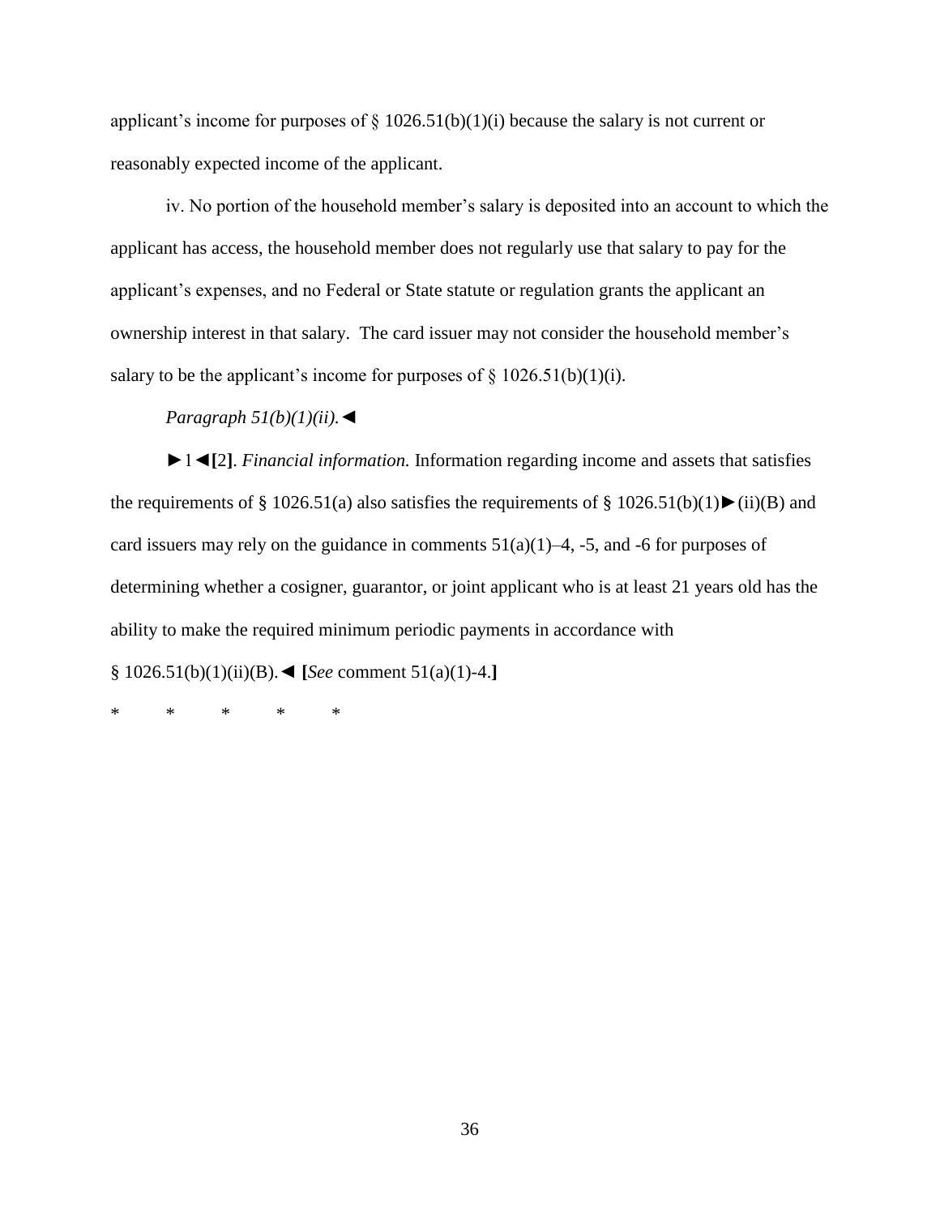applicant's income for purposes of § 1026.51(b)(1)(i) because the salary is not current or reasonably expected income of the applicant.

iv. No portion of the household member's salary is deposited into an account to which the applicant has access, the household member does not regularly use that salary to pay for the applicant's expenses, and no Federal or State statute or regulation grants the applicant an ownership interest in that salary. The card issuer may not consider the household member's salary to be the applicant's income for purposes of § 1026.51(b)(1)(i).

*Paragraph 51(b)(1)(ii).*◄

►1◄**[**2**]**. *Financial information.* Information regarding income and assets that satisfies the requirements of § 1026.51(a) also satisfies the requirements of § 1026.51(b)(1)►(ii)(B) and card issuers may rely on the guidance in comments 51(a)(1)–4, -5, and -6 for purposes of determining whether a cosigner, guarantor, or joint applicant who is at least 21 years old has the ability to make the required minimum periodic payments in accordance with § 1026.51(b)(1)(ii)(B).◄ **[***See* comment 51(a)(1)-4.**]**

\*     \*     \*     \*     \*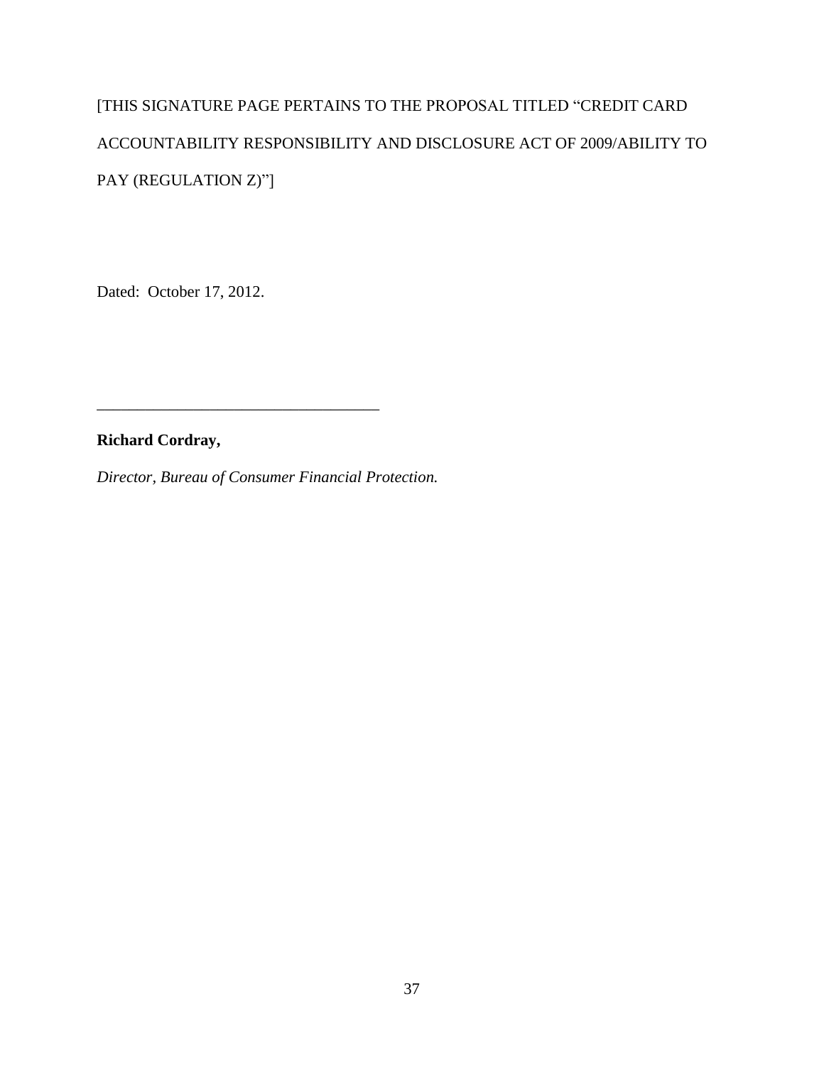[THIS SIGNATURE PAGE PERTAINS TO THE PROPOSAL TITLED “CREDIT CARD ACCOUNTABILITY RESPONSIBILITY AND DISCLOSURE ACT OF 2009/ABILITY TO PAY (REGULATION Z)”]

Dated: October 17, 2012.

\_\_\_\_\_\_\_\_\_\_\_\_\_\_\_\_\_\_\_\_\_\_\_\_\_\_\_\_\_\_\_\_\_\_\_\_

**Richard Cordray,**

*Director, Bureau of Consumer Financial Protection.*